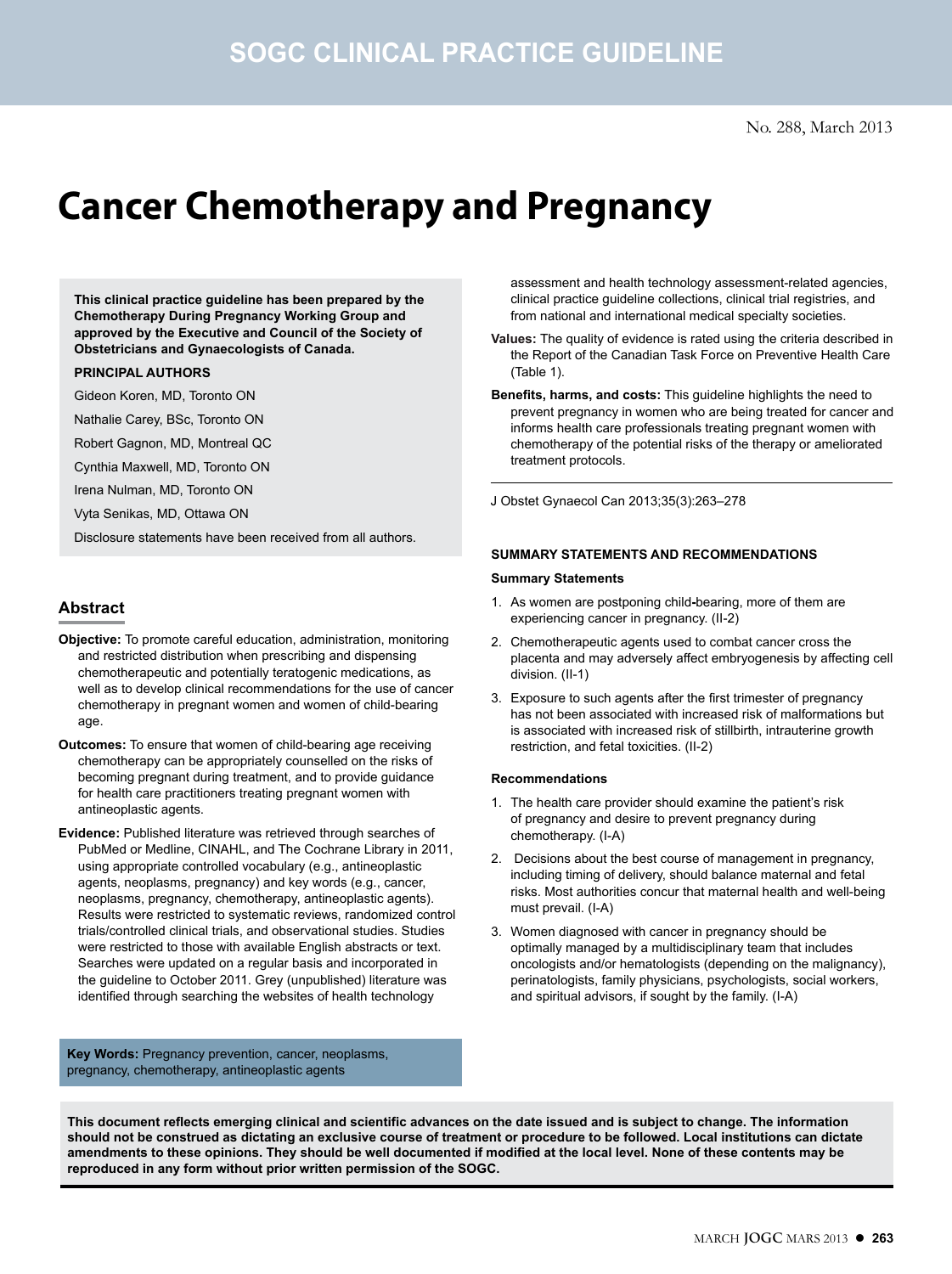SOGC CLINICAL PRACTICE GUIDELINE

No. 288, March 2013

# Cancer Chemotherapy and Pregnancy

**This clinical practice guideline has been prepared by the Chemotherapy During Pregnancy Working Group and approved by the Executive and Council of the Society of Obstetricians and Gynaecologists of Canada.**

**PRINCIPAL AUTHORS**

Gideon Koren, MD, Toronto ON

Nathalie Carey, BSc, Toronto ON

Robert Gagnon, MD, Montreal QC

Cynthia Maxwell, MD, Toronto ON

Irena Nulman, MD, Toronto ON

Vyta Senikas, MD, Ottawa ON

Disclosure statements have been received from all authors.

## Abstract

**Objective:** To promote careful education, administration, monitoring and restricted distribution when prescribing and dispensing chemotherapeutic and potentially teratogenic medications, as well as to develop clinical recommendations for the use of cancer chemotherapy in pregnant women and women of child-bearing age.

**Outcomes:** To ensure that women of child-bearing age receiving chemotherapy can be appropriately counselled on the risks of becoming pregnant during treatment, and to provide guidance for health care practitioners treating pregnant women with antineoplastic agents.

**Evidence:** Published literature was retrieved through searches of PubMed or Medline, CINAHL, and The Cochrane Library in 2011, using appropriate controlled vocabulary (e.g., antineoplastic agents, neoplasms, pregnancy) and key words (e.g., cancer, neoplasms, pregnancy, chemotherapy, antineoplastic agents). Results were restricted to systematic reviews, randomized control trials/controlled clinical trials, and observational studies. Studies were restricted to those with available English abstracts or text. Searches were updated on a regular basis and incorporated in the guideline to October 2011. Grey (unpublished) literature was identified through searching the websites of health technology assessment and health technology assessment-related agencies, clinical practice guideline collections, clinical trial registries, and from national and international medical specialty societies.

**Values:** The quality of evidence is rated using the criteria described in the Report of the Canadian Task Force on Preventive Health Care (Table 1).

**Benefits, harms, and costs:** This guideline highlights the need to prevent pregnancy in women who are being treated for cancer and informs health care professionals treating pregnant women with chemotherapy of the potential risks of the therapy or ameliorated treatment protocols.

**Key Words:** Pregnancy prevention, cancer, neoplasms, pregnancy, chemotherapy, antineoplastic agents

J Obstet Gynaecol Can 2013;35(3):263–278

**SUMMARY STATEMENTS AND RECOMMENDATIONS**

**Summary Statements**

1. As women are postponing child-bearing, more of them are experiencing cancer in pregnancy. (II-2)
2. Chemotherapeutic agents used to combat cancer cross the placenta and may adversely affect embryogenesis by affecting cell division. (II-1)
3. Exposure to such agents after the first trimester of pregnancy has not been associated with increased risk of malformations but is associated with increased risk of stillbirth, intrauterine growth restriction, and fetal toxicities. (II-2)

**Recommendations**

1. The health care provider should examine the patient's risk of pregnancy and desire to prevent pregnancy during chemotherapy. (I-A)
2. Decisions about the best course of management in pregnancy, including timing of delivery, should balance maternal and fetal risks. Most authorities concur that maternal health and well-being must prevail. (I-A)
3. Women diagnosed with cancer in pregnancy should be optimally managed by a multidisciplinary team that includes oncologists and/or hematologists (depending on the malignancy), perinatologists, family physicians, psychologists, social workers, and spiritual advisors, if sought by the family. (I-A)

**This document reflects emerging clinical and scientific advances on the date issued and is subject to change. The information should not be construed as dictating an exclusive course of treatment or procedure to be followed. Local institutions can dictate amendments to these opinions. They should be well documented if modified at the local level. None of these contents may be reproduced in any form without prior written permission of the SOGC.**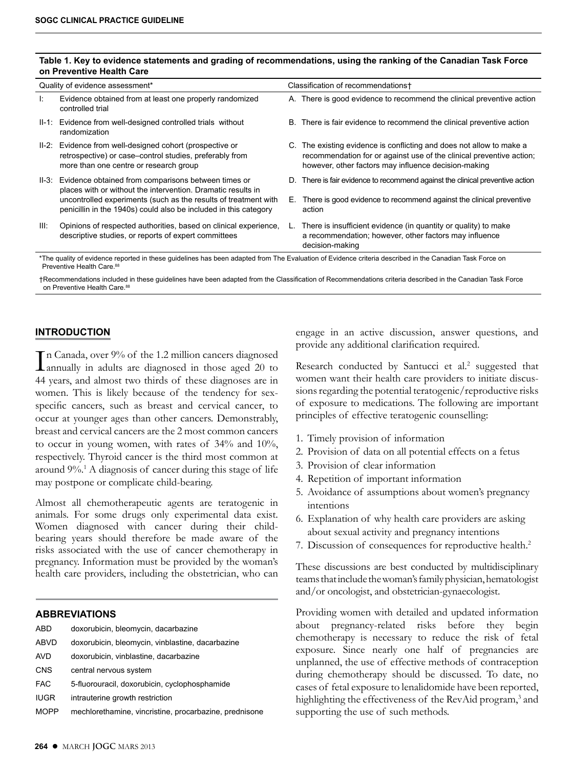**Table 1. Key to evidence statements and grading of recommendations, using the ranking of the Canadian Task Force on Preventive Health Care**

| Quality of evidence assessment* | | Classification of recommendations† | |
|---|---|---|---|
| I: | Evidence obtained from at least one properly randomized controlled trial | A. | There is good evidence to recommend the clinical preventive action |
| II-1: | Evidence from well-designed controlled trials without randomization | B. | There is fair evidence to recommend the clinical preventive action |
| II-2: | Evidence from well-designed cohort (prospective or retrospective) or case–control studies, preferably from more than one centre or research group | C. | The existing evidence is conflicting and does not allow to make a recommendation for or against use of the clinical preventive action; however, other factors may influence decision-making |
| II-3: | Evidence obtained from comparisons between times or places with or without the intervention. Dramatic results in uncontrolled experiments (such as the results of treatment with penicillin in the 1940s) could also be included in this category | D. | There is fair evidence to recommend against the clinical preventive action |
| | | E. | There is good evidence to recommend against the clinical preventive action |
| III: | Opinions of respected authorities, based on clinical experience, descriptive studies, or reports of expert committees | L. | There is insufficient evidence (in quantity or quality) to make a recommendation; however, other factors may influence decision-making |

*The quality of evidence reported in these guidelines has been adapted from The Evaluation of Evidence criteria described in the Canadian Task Force on Preventive Health Care.[88]

†Recommendations included in these guidelines have been adapted from the Classification of Recommendations criteria described in the Canadian Task Force on Preventive Health Care.[88]

## INTRODUCTION

In Canada, over 9% of the 1.2 million cancers diagnosed annually in adults are diagnosed in those aged 20 to 44 years, and almost two thirds of these diagnoses are in women. This is likely because of the tendency for sex-specific cancers, such as breast and cervical cancer, to occur at younger ages than other cancers. Demonstrably, breast and cervical cancers are the 2 most common cancers to occur in young women, with rates of 34% and 10%, respectively. Thyroid cancer is the third most common at around 9%.[1] A diagnosis of cancer during this stage of life may postpone or complicate child-bearing.

Almost all chemotherapeutic agents are teratogenic in animals. For some drugs only experimental data exist. Women diagnosed with cancer during their child-bearing years should therefore be made aware of the risks associated with the use of cancer chemotherapy in pregnancy. Information must be provided by the woman's health care providers, including the obstetrician, who can engage in an active discussion, answer questions, and provide any additional clarification required.

Research conducted by Santucci et al.[2] suggested that women want their health care providers to initiate discussions regarding the potential teratogenic/reproductive risks of exposure to medications. The following are important principles of effective teratogenic counselling:

1. Timely provision of information
2. Provision of data on all potential effects on a fetus
3. Provision of clear information
4. Repetition of important information
5. Avoidance of assumptions about women's pregnancy intentions
6. Explanation of why health care providers are asking about sexual activity and pregnancy intentions
7. Discussion of consequences for reproductive health.[2]

These discussions are best conducted by multidisciplinary teams that include the woman's family physician, hematologist and/or oncologist, and obstetrician-gynaecologist.

Providing women with detailed and updated information about pregnancy-related risks before they begin chemotherapy is necessary to reduce the risk of fetal exposure. Since nearly one half of pregnancies are unplanned, the use of effective methods of contraception during chemotherapy should be discussed. To date, no cases of fetal exposure to lenalidomide have been reported, highlighting the effectiveness of the RevAid program,[3] and supporting the use of such methods.

### ABBREVIATIONS

| | |
|---|---|
| ABD | doxorubicin, bleomycin, dacarbazine |
| ABVD | doxorubicin, bleomycin, vinblastine, dacarbazine |
| AVD | doxorubicin, vinblastine, dacarbazine |
| CNS | central nervous system |
| FAC | 5-fluorouracil, doxorubicin, cyclophosphamide |
| IUGR | intrauterine growth restriction |
| MOPP | mechlorethamine, vincristine, procarbazine, prednisone |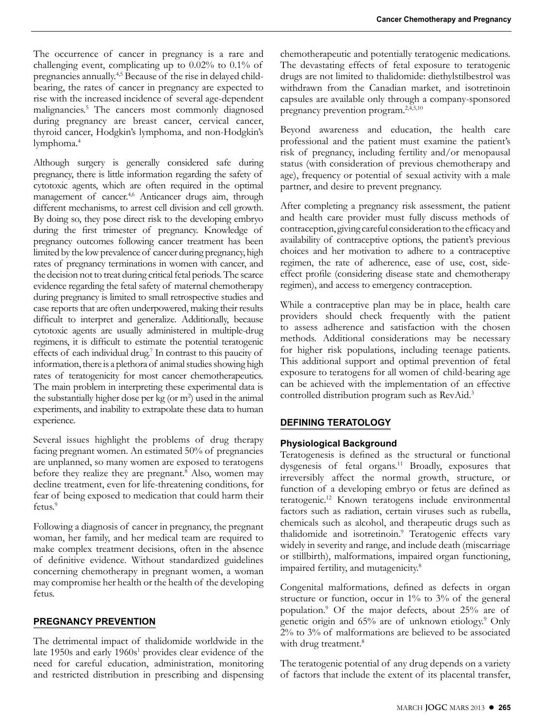The occurrence of cancer in pregnancy is a rare and challenging event, complicating up to 0.02% to 0.1% of pregnancies annually.[4,5] Because of the rise in delayed child-bearing, the rates of cancer in pregnancy are expected to rise with the increased incidence of several age-dependent malignancies.[5] The cancers most commonly diagnosed during pregnancy are breast cancer, cervical cancer, thyroid cancer, Hodgkin's lymphoma, and non-Hodgkin's lymphoma.[4]

Although surgery is generally considered safe during pregnancy, there is little information regarding the safety of cytotoxic agents, which are often required in the optimal management of cancer.[4,6] Anticancer drugs aim, through different mechanisms, to arrest cell division and cell growth. By doing so, they pose direct risk to the developing embryo during the first trimester of pregnancy. Knowledge of pregnancy outcomes following cancer treatment has been limited by the low prevalence of cancer during pregnancy, high rates of pregnancy terminations in women with cancer, and the decision not to treat during critical fetal periods. The scarce evidence regarding the fetal safety of maternal chemotherapy during pregnancy is limited to small retrospective studies and case reports that are often underpowered, making their results difficult to interpret and generalize. Additionally, because cytotoxic agents are usually administered in multiple-drug regimens, it is difficult to estimate the potential teratogenic effects of each individual drug.[7] In contrast to this paucity of information, there is a plethora of animal studies showing high rates of teratogenicity for most cancer chemotherapeutics. The main problem in interpreting these experimental data is the substantially higher dose per kg (or $m^2$) used in the animal experiments, and inability to extrapolate these data to human experience.

Several issues highlight the problems of drug therapy facing pregnant women. An estimated 50% of pregnancies are unplanned, so many women are exposed to teratogens before they realize they are pregnant.[8] Also, women may decline treatment, even for life-threatening conditions, for fear of being exposed to medication that could harm their fetus.[9]

Following a diagnosis of cancer in pregnancy, the pregnant woman, her family, and her medical team are required to make complex treatment decisions, often in the absence of definitive evidence. Without standardized guidelines concerning chemotherapy in pregnant women, a woman may compromise her health or the health of the developing fetus.

## PREGNANCY PREVENTION

The detrimental impact of thalidomide worldwide in the late 1950s and early 1960s[1] provides clear evidence of the need for careful education, administration, monitoring and restricted distribution in prescribing and dispensing chemotherapeutic and potentially teratogenic medications. The devastating effects of fetal exposure to teratogenic drugs are not limited to thalidomide: diethylstilbestrol was withdrawn from the Canadian market, and isotretinoin capsules are available only through a company-sponsored pregnancy prevention program.[2,4,5,10]

Beyond awareness and education, the health care professional and the patient must examine the patient's risk of pregnancy, including fertility and/or menopausal status (with consideration of previous chemotherapy and age), frequency or potential of sexual activity with a male partner, and desire to prevent pregnancy.

After completing a pregnancy risk assessment, the patient and health care provider must fully discuss methods of contraception, giving careful consideration to the efficacy and availability of contraceptive options, the patient's previous choices and her motivation to adhere to a contraceptive regimen, the rate of adherence, ease of use, cost, side-effect profile (considering disease state and chemotherapy regimen), and access to emergency contraception.

While a contraceptive plan may be in place, health care providers should check frequently with the patient to assess adherence and satisfaction with the chosen methods. Additional considerations may be necessary for higher risk populations, including teenage patients. This additional support and optimal prevention of fetal exposure to teratogens for all women of child-bearing age can be achieved with the implementation of an effective controlled distribution program such as RevAid.[3]

## DEFINING TERATOLOGY

### Physiological Background

Teratogenesis is defined as the structural or functional dysgenesis of fetal organs.[11] Broadly, exposures that irreversibly affect the normal growth, structure, or function of a developing embryo or fetus are defined as teratogenic.[12] Known teratogens include environmental factors such as radiation, certain viruses such as rubella, chemicals such as alcohol, and therapeutic drugs such as thalidomide and isotretinoin.[9] Teratogenic effects vary widely in severity and range, and include death (miscarriage or stillbirth), malformations, impaired organ functioning, impaired fertility, and mutagenicity.[8]

Congenital malformations, defined as defects in organ structure or function, occur in 1% to 3% of the general population.[9] Of the major defects, about 25% are of genetic origin and 65% are of unknown etiology.[9] Only 2% to 3% of malformations are believed to be associated with drug treatment.[8]

The teratogenic potential of any drug depends on a variety of factors that include the extent of its placental transfer,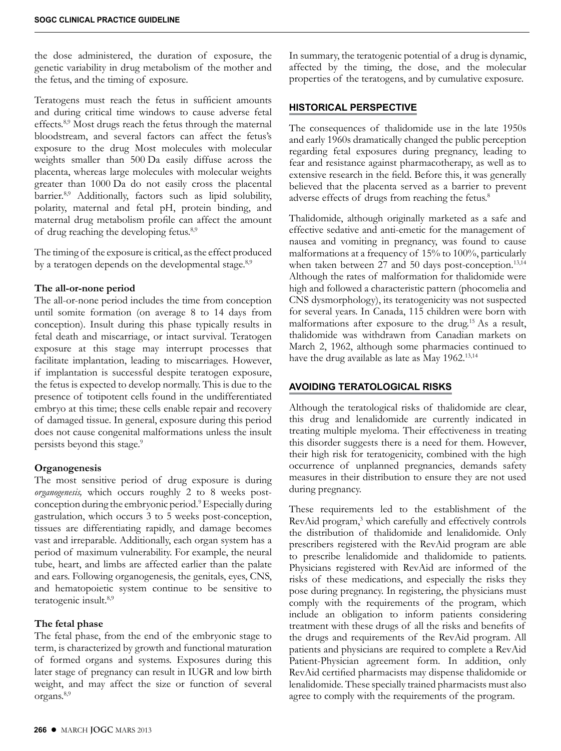the dose administered, the duration of exposure, the genetic variability in drug metabolism of the mother and the fetus, and the timing of exposure.

Teratogens must reach the fetus in sufficient amounts and during critical time windows to cause adverse fetal effects.[8,9] Most drugs reach the fetus through the maternal bloodstream, and several factors can affect the fetus's exposure to the drug Most molecules with molecular weights smaller than 500 Da easily diffuse across the placenta, whereas large molecules with molecular weights greater than 1000 Da do not easily cross the placental barrier.[8,9] Additionally, factors such as lipid solubility, polarity, maternal and fetal pH, protein binding, and maternal drug metabolism profile can affect the amount of drug reaching the developing fetus.[8,9]

The timing of the exposure is critical, as the effect produced by a teratogen depends on the developmental stage.[8,9]

### The all-or-none period

The all-or-none period includes the time from conception until somite formation (on average 8 to 14 days from conception). Insult during this phase typically results in fetal death and miscarriage, or intact survival. Teratogen exposure at this stage may interrupt processes that facilitate implantation, leading to miscarriages. However, if implantation is successful despite teratogen exposure, the fetus is expected to develop normally. This is due to the presence of totipotent cells found in the undifferentiated embryo at this time; these cells enable repair and recovery of damaged tissue. In general, exposure during this period does not cause congenital malformations unless the insult persists beyond this stage.[9]

### Organogenesis

The most sensitive period of drug exposure is during *organogenesis,* which occurs roughly 2 to 8 weeks post-conception during the embryonic period.[9] Especially during gastrulation, which occurs 3 to 5 weeks post-conception, tissues are differentiating rapidly, and damage becomes vast and irreparable. Additionally, each organ system has a period of maximum vulnerability. For example, the neural tube, heart, and limbs are affected earlier than the palate and ears. Following organogenesis, the genitals, eyes, CNS, and hematopoietic system continue to be sensitive to teratogenic insult.[8,9]

### The fetal phase

The fetal phase, from the end of the embryonic stage to term, is characterized by growth and functional maturation of formed organs and systems. Exposures during this later stage of pregnancy can result in IUGR and low birth weight, and may affect the size or function of several organs.[8,9]

In summary, the teratogenic potential of a drug is dynamic, affected by the timing, the dose, and the molecular properties of the teratogens, and by cumulative exposure.

## HISTORICAL PERSPECTIVE

The consequences of thalidomide use in the late 1950s and early 1960s dramatically changed the public perception regarding fetal exposures during pregnancy, leading to fear and resistance against pharmacotherapy, as well as to extensive research in the field. Before this, it was generally believed that the placenta served as a barrier to prevent adverse effects of drugs from reaching the fetus.[8]

Thalidomide, although originally marketed as a safe and effective sedative and anti-emetic for the management of nausea and vomiting in pregnancy, was found to cause malformations at a frequency of 15% to 100%, particularly when taken between 27 and 50 days post-conception.[13,14] Although the rates of malformation for thalidomide were high and followed a characteristic pattern (phocomelia and CNS dysmorphology), its teratogenicity was not suspected for several years. In Canada, 115 children were born with malformations after exposure to the drug.[15] As a result, thalidomide was withdrawn from Canadian markets on March 2, 1962, although some pharmacies continued to have the drug available as late as May 1962.[13,14]

## AVOIDING TERATOLOGICAL RISKS

Although the teratological risks of thalidomide are clear, this drug and lenalidomide are currently indicated in treating multiple myeloma. Their effectiveness in treating this disorder suggests there is a need for them. However, their high risk for teratogenicity, combined with the high occurrence of unplanned pregnancies, demands safety measures in their distribution to ensure they are not used during pregnancy.

These requirements led to the establishment of the RevAid program,[3] which carefully and effectively controls the distribution of thalidomide and lenalidomide. Only prescribers registered with the RevAid program are able to prescribe lenalidomide and thalidomide to patients. Physicians registered with RevAid are informed of the risks of these medications, and especially the risks they pose during pregnancy. In registering, the physicians must comply with the requirements of the program, which include an obligation to inform patients considering treatment with these drugs of all the risks and benefits of the drugs and requirements of the RevAid program. All patients and physicians are required to complete a RevAid Patient-Physician agreement form. In addition, only RevAid certified pharmacists may dispense thalidomide or lenalidomide. These specially trained pharmacists must also agree to comply with the requirements of the program.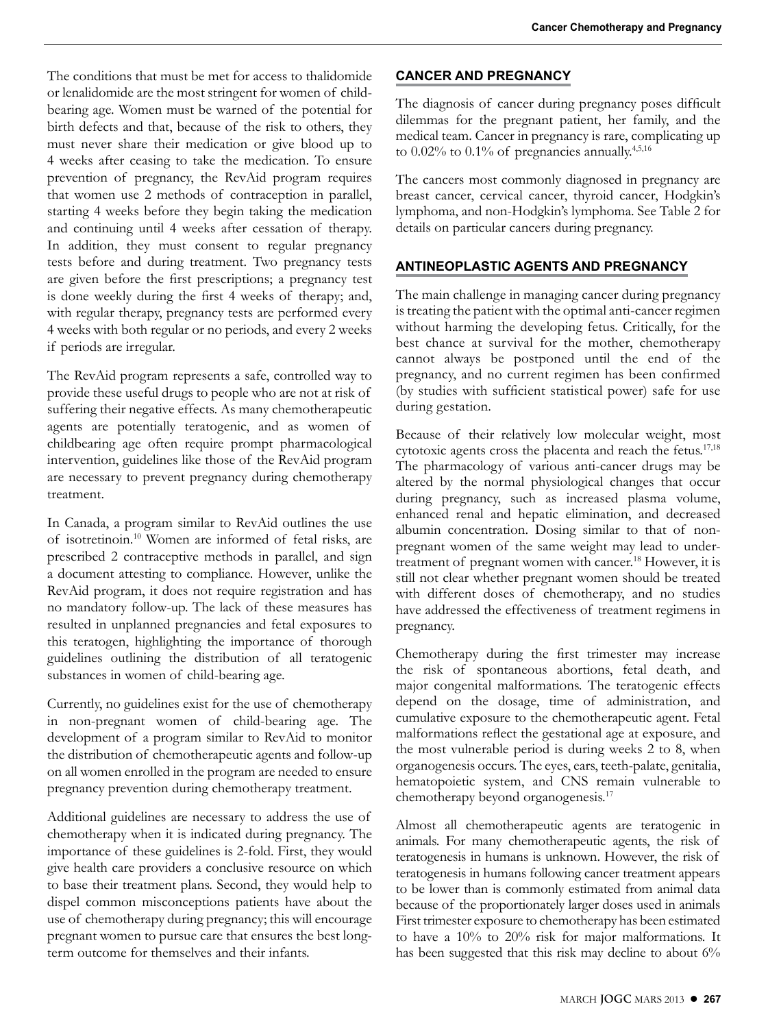The conditions that must be met for access to thalidomide or lenalidomide are the most stringent for women of child-bearing age. Women must be warned of the potential for birth defects and that, because of the risk to others, they must never share their medication or give blood up to 4 weeks after ceasing to take the medication. To ensure prevention of pregnancy, the RevAid program requires that women use 2 methods of contraception in parallel, starting 4 weeks before they begin taking the medication and continuing until 4 weeks after cessation of therapy. In addition, they must consent to regular pregnancy tests before and during treatment. Two pregnancy tests are given before the first prescriptions; a pregnancy test is done weekly during the first 4 weeks of therapy; and, with regular therapy, pregnancy tests are performed every 4 weeks with both regular or no periods, and every 2 weeks if periods are irregular.

The RevAid program represents a safe, controlled way to provide these useful drugs to people who are not at risk of suffering their negative effects. As many chemotherapeutic agents are potentially teratogenic, and as women of childbearing age often require prompt pharmacological intervention, guidelines like those of the RevAid program are necessary to prevent pregnancy during chemotherapy treatment.

In Canada, a program similar to RevAid outlines the use of isotretinoin.[10] Women are informed of fetal risks, are prescribed 2 contraceptive methods in parallel, and sign a document attesting to compliance. However, unlike the RevAid program, it does not require registration and has no mandatory follow-up. The lack of these measures has resulted in unplanned pregnancies and fetal exposures to this teratogen, highlighting the importance of thorough guidelines outlining the distribution of all teratogenic substances in women of child-bearing age.

Currently, no guidelines exist for the use of chemotherapy in non-pregnant women of child-bearing age. The development of a program similar to RevAid to monitor the distribution of chemotherapeutic agents and follow-up on all women enrolled in the program are needed to ensure pregnancy prevention during chemotherapy treatment.

Additional guidelines are necessary to address the use of chemotherapy when it is indicated during pregnancy. The importance of these guidelines is 2-fold. First, they would give health care providers a conclusive resource on which to base their treatment plans. Second, they would help to dispel common misconceptions patients have about the use of chemotherapy during pregnancy; this will encourage pregnant women to pursue care that ensures the best long-term outcome for themselves and their infants.

## CANCER AND PREGNANCY

The diagnosis of cancer during pregnancy poses difficult dilemmas for the pregnant patient, her family, and the medical team. Cancer in pregnancy is rare, complicating up to 0.02% to 0.1% of pregnancies annually.[4,5,16]

The cancers most commonly diagnosed in pregnancy are breast cancer, cervical cancer, thyroid cancer, Hodgkin's lymphoma, and non-Hodgkin's lymphoma. See Table 2 for details on particular cancers during pregnancy.

## ANTINEOPLASTIC AGENTS AND PREGNANCY

The main challenge in managing cancer during pregnancy is treating the patient with the optimal anti-cancer regimen without harming the developing fetus. Critically, for the best chance at survival for the mother, chemotherapy cannot always be postponed until the end of the pregnancy, and no current regimen has been confirmed (by studies with sufficient statistical power) safe for use during gestation.

Because of their relatively low molecular weight, most cytotoxic agents cross the placenta and reach the fetus.[17,18] The pharmacology of various anti-cancer drugs may be altered by the normal physiological changes that occur during pregnancy, such as increased plasma volume, enhanced renal and hepatic elimination, and decreased albumin concentration. Dosing similar to that of non-pregnant women of the same weight may lead to under-treatment of pregnant women with cancer.[18] However, it is still not clear whether pregnant women should be treated with different doses of chemotherapy, and no studies have addressed the effectiveness of treatment regimens in pregnancy.

Chemotherapy during the first trimester may increase the risk of spontaneous abortions, fetal death, and major congenital malformations. The teratogenic effects depend on the dosage, time of administration, and cumulative exposure to the chemotherapeutic agent. Fetal malformations reflect the gestational age at exposure, and the most vulnerable period is during weeks 2 to 8, when organogenesis occurs. The eyes, ears, teeth-palate, genitalia, hematopoietic system, and CNS remain vulnerable to chemotherapy beyond organogenesis.[17]

Almost all chemotherapeutic agents are teratogenic in animals. For many chemotherapeutic agents, the risk of teratogenesis in humans is unknown. However, the risk of teratogenesis in humans following cancer treatment appears to be lower than is commonly estimated from animal data because of the proportionately larger doses used in animals First trimester exposure to chemotherapy has been estimated to have a 10% to 20% risk for major malformations. It has been suggested that this risk may decline to about 6%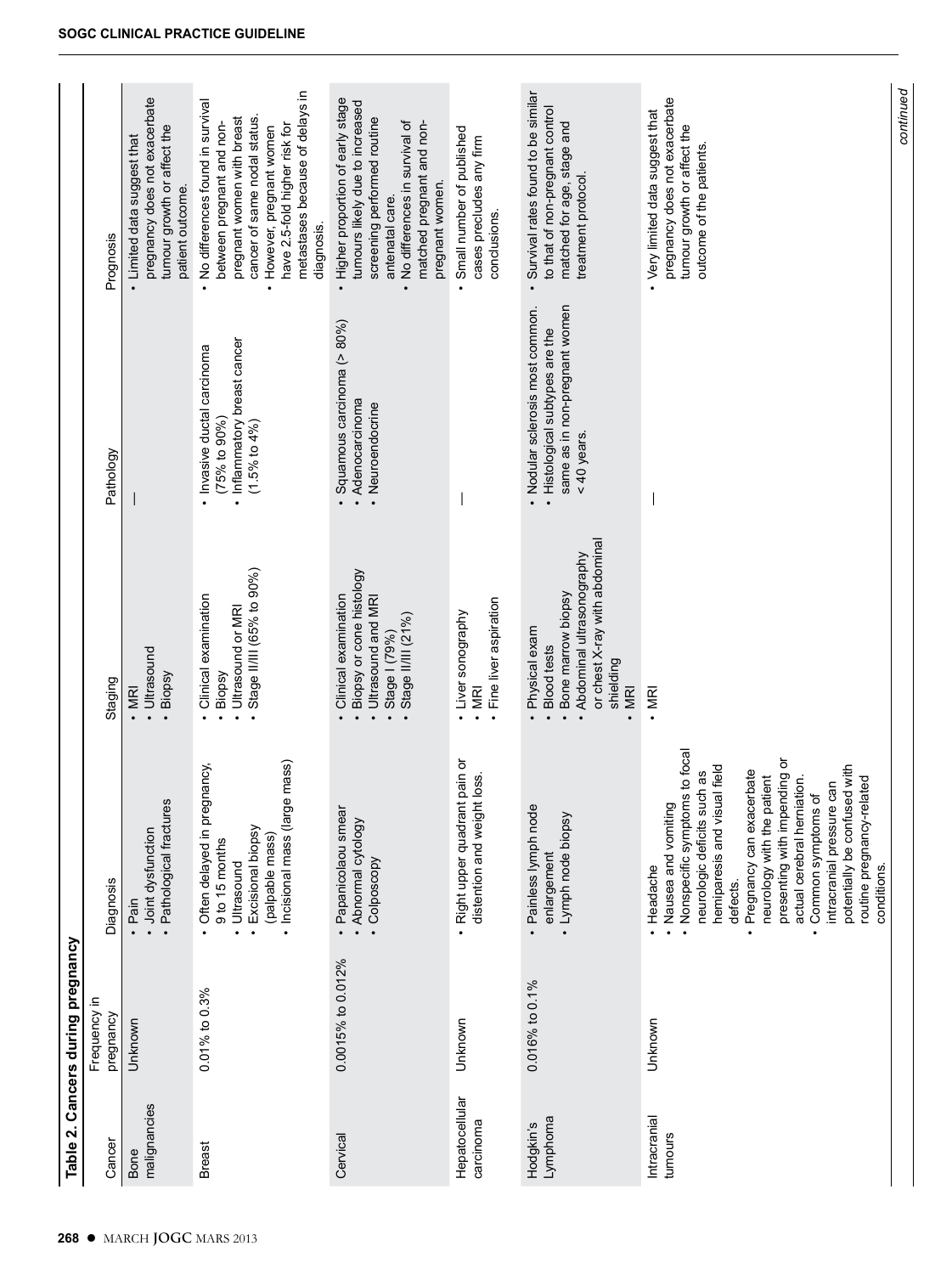**Table 2. Cancers during pregnancy**

| Cancer | Frequency in pregnancy | Diagnosis | Staging | Pathology | Prognosis |
|---|---|---|---|---|---|
| Bone malignancies | Unknown | • Pain<br>• Joint dysfunction<br>• Pathological fractures | • MRI<br>• Ultrasound<br>• Biopsy | — | • Limited data suggest that pregnancy does not exacerbate tumour growth or affect the patient outcome. |
| Breast | 0.01% to 0.3% | • Often delayed in pregnancy, 9 to 15 months<br>• Ultrasound<br>• Excisional biopsy (palpable mass)<br>• Incisional mass (large mass) | • Clinical examination<br>• Biopsy<br>• Ultrasound or MRI<br>• Stage II/III (65% to 90%) | • Invasive ductal carcinoma (75% to 90%)<br>• Inflammatory breast cancer (1.5% to 4%) | • No differences found in survival between pregnant and non-pregnant women with breast cancer of same nodal status.<br>• However, pregnant women have 2.5-fold higher risk for metastases because of delays in diagnosis. |
| Cervical | 0.0015% to 0.012% | • Papanicolaou smear<br>• Abnormal cytology<br>• Colposcopy | • Clinical examination<br>• Biopsy or cone histology<br>• Ultrasound and MRI<br>• Stage I (79%)<br>• Stage II/III (21%) | • Squamous carcinoma (> 80%)<br>• Adenocarcinoma<br>• Neuroendocrine | • Higher proportion of early stage tumours likely due to increased screening performed routine antenatal care.<br>• No differences in survival of matched pregnant and non-pregnant women. |
| Hepatocellular carcinoma | Unknown | • Right upper quadrant pain or distention and weight loss. | • Liver sonography<br>• MRI<br>• Fine liver aspiration | — | • Small number of published cases precludes any firm conclusions. |
| Hodgkin's Lymphoma | 0.016% to 0.1% | • Painless lymph node enlargement<br>• Lymph node biopsy | • Physical exam<br>• Blood tests<br>• Bone marrow biopsy<br>• Abdominal ultrasonography or chest X-ray with abdominal shielding<br>• MRI | • Nodular sclerosis most common.<br>• Histological subtypes are the same as in non-pregnant women < 40 years. | • Survival rates found to be similar to that of non-pregnant control matched for age, stage and treatment protocol. |
| Intracranial tumours | Unknown | • Headache<br>• Nausea and vomiting<br>• Nonspecific symptoms to focal neurologic deficits such as hemiparesis and visual field defects.<br>• Pregnancy can exacerbate neurology with the patient presenting with impending or actual cerebral herniation.<br>• Common symptoms of intracranial pressure can potentially be confused with routine pregnancy-related conditions. | • MRI | — | • Very limited data suggest that pregnancy does not exacerbate tumour growth or affect the outcome of the patients. |

*continued*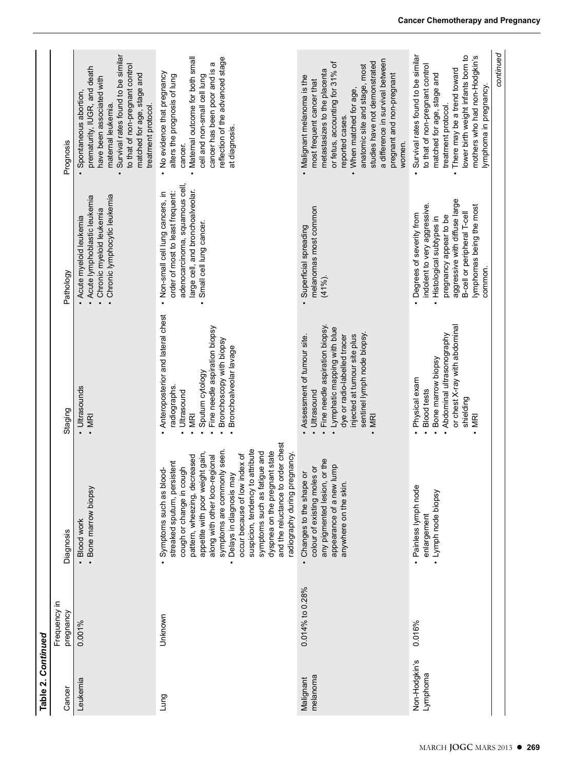**Table 2. Continued**

| Cancer | Frequency in pregnancy | Diagnosis | Staging | Pathology | Prognosis |
|---|---|---|---|---|---|
| Leukemia | 0.001% | • Blood work<br>• Bone marrow biopsy | • Ultrasounds<br>• MRI | • Acute myeloid leukemia<br>• Acute lymphoblastic leukemia<br>• Chronic myeloid leukemia<br>• Chronic lymphocytic leukemia | • Spontaneous abortion, prematurity, IUGR, and death have been associated with maternal leukemia.<br>• Survival rates found to be similar to that of non-pregnant control matched for age, stage and treatment protocol. |
| Lung | Unknown | • Symptoms such as blood-streaked sputum, persistent cough or change in cough pattern, wheezing, decreased appetite with poor weight gain, along with other loco-regional symptoms are commonly seen.<br>• Delays in diagnosis may occur because of low index of suspicion, tendency to attribute symptoms such as fatigue and dyspnea on the pregnant state and the reluctance to order chest radiography during pregnancy. | • Anteroposterior and lateral chest radiographs.<br>• Ultrasound<br>• MRI<br>• Sputum cytology<br>• Fine needle aspiration biopsy<br>• Bronchoscopy with biopsy<br>• Bronchoalveolar lavage | • Non-small cell lung cancers, in order of most to least frequent: adenocarcinoma, squamous cell, large cell, and bronchoalveolar.<br>• Small cell lung cancer. | • No evidence that pregnancy alters the prognosis of lung cancer.<br>• Maternal outcome for both small cell and non-small cell lung cancer has been poor and is a reflection of the advanced stage at diagnosis. |
| Malignant melanoma | 0.014% to 0.28% | • Changes to the shape or colour of existing moles or any pigmented lesion, or the appearance of a new lump anywhere on the skin. | • Assessment of tumour site.<br>• Ultrasound<br>• Fine needle aspiration biopsy.<br>• Lymphatic mapping with blue dye or radio-labelled tracer injected at tumour site plus sentinel lymph node biopsy.<br>• MRI | • Superficial spreading melanomas most common (41%). | • Malignant melanoma is the most frequent cancer that metastasizes to the placenta or fetus, accounting for 31% of reported cases.<br>• When matched for age, anatomic site and stage, most studies have not demonstrated a difference in survival between pregnant and non-pregnant women. |
| Non-Hodgkin's Lymphoma | 0.016% | • Painless lymph node enlargement<br>• Lymph node biopsy | • Physical exam<br>• Blood tests<br>• Bone marrow biopsy<br>• Abdominal ultrasonography or chest X-ray with abdominal shielding<br>• MRI | • Degrees of severity from indolent to very aggressive.<br>• Histological subtypes in pregnancy appear to be aggressive with diffuse large B-cell or peripheral T-cell lymphomas being the most common. | • Survival rates found to be similar to that of non-pregnant control matched for age, stage and treatment protocol.<br>• There may be a trend toward lower birth weight infants born to mothers who had non-Hodgkin's lymphoma in pregnancy. |

*continued*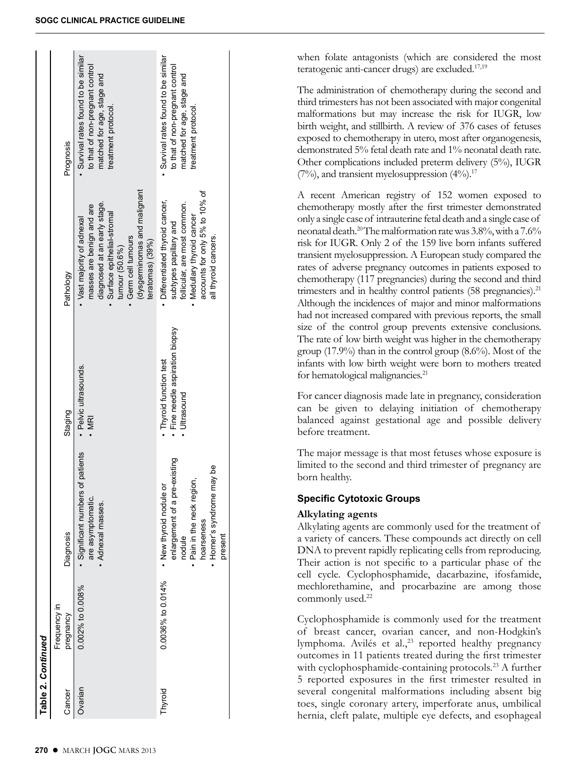**Table 2. Continued**

| Cancer | Frequency in pregnancy | Diagnosis | Staging | Pathology | Prognosis |
|---|---|---|---|---|---|
| Ovarian | 0.002% to 0.008% | • Significant numbers of patients are asymptomatic. • Adnexal masses. | • Pelvic ultrasounds. • MRI | • Vast majority of adnexal masses are benign and are diagnosed at an early stage. • Surface epithelial-stromal tumour (50.6%) • Germ cell tumours (dysgerminomas and malignant teratomas) (39%) | • Survival rates found to be similar to that of non-pregnant control matched for age, stage and treatment protocol. |
| Thyroid | 0.0036% to 0.014% | • New thyroid nodule or enlargement of a pre-existing nodule • Pain in the neck region, hoarseness • Horner's syndrome may be present | • Thyroid function test • Fine needle aspiration biopsy • Ultrasound | • Differentiated thyroid cancer, subtypes papillary and follicular, are most common. • Medullary thyroid cancer accounts for only 5% to 10% of all thyroid cancers. | • Survival rates found to be similar to that of non-pregnant control matched for age, stage and treatment protocol. |

when folate antagonists (which are considered the most teratogenic anti-cancer drugs) are excluded.[17,19]

The administration of chemotherapy during the second and third trimesters has not been associated with major congenital malformations but may increase the risk for IUGR, low birth weight, and stillbirth. A review of 376 cases of fetuses exposed to chemotherapy in utero, most after organogenesis, demonstrated 5% fetal death rate and 1% neonatal death rate. Other complications included preterm delivery (5%), IUGR (7%), and transient myelosuppression (4%).[17]

A recent American registry of 152 women exposed to chemotherapy mostly after the first trimester demonstrated only a single case of intrauterine fetal death and a single case of neonatal death.[20] The malformation rate was 3.8%, with a 7.6% risk for IUGR. Only 2 of the 159 live born infants suffered transient myelosuppression. A European study compared the rates of adverse pregnancy outcomes in patients exposed to chemotherapy (117 pregnancies) during the second and third trimesters and in healthy control patients (58 pregnancies).[21] Although the incidences of major and minor malformations had not increased compared with previous reports, the small size of the control group prevents extensive conclusions. The rate of low birth weight was higher in the chemotherapy group (17.9%) than in the control group (8.6%). Most of the infants with low birth weight were born to mothers treated for hematological malignancies.[21]

For cancer diagnosis made late in pregnancy, consideration can be given to delaying initiation of chemotherapy balanced against gestational age and possible delivery before treatment.

The major message is that most fetuses whose exposure is limited to the second and third trimester of pregnancy are born healthy.

## Specific Cytotoxic Groups

### Alkylating agents

Alkylating agents are commonly used for the treatment of a variety of cancers. These compounds act directly on cell DNA to prevent rapidly replicating cells from reproducing. Their action is not specific to a particular phase of the cell cycle. Cyclophosphamide, dacarbazine, ifosfamide, mechlorethamine, and procarbazine are among those commonly used.[22]

Cyclophosphamide is commonly used for the treatment of breast cancer, ovarian cancer, and non-Hodgkin's lymphoma. Avilés et al.,[23] reported healthy pregnancy outcomes in 11 patients treated during the first trimester with cyclophosphamide-containing protocols.[23] A further 5 reported exposures in the first trimester resulted in several congenital malformations including absent big toes, single coronary artery, imperforate anus, umbilical hernia, cleft palate, multiple eye defects, and esophageal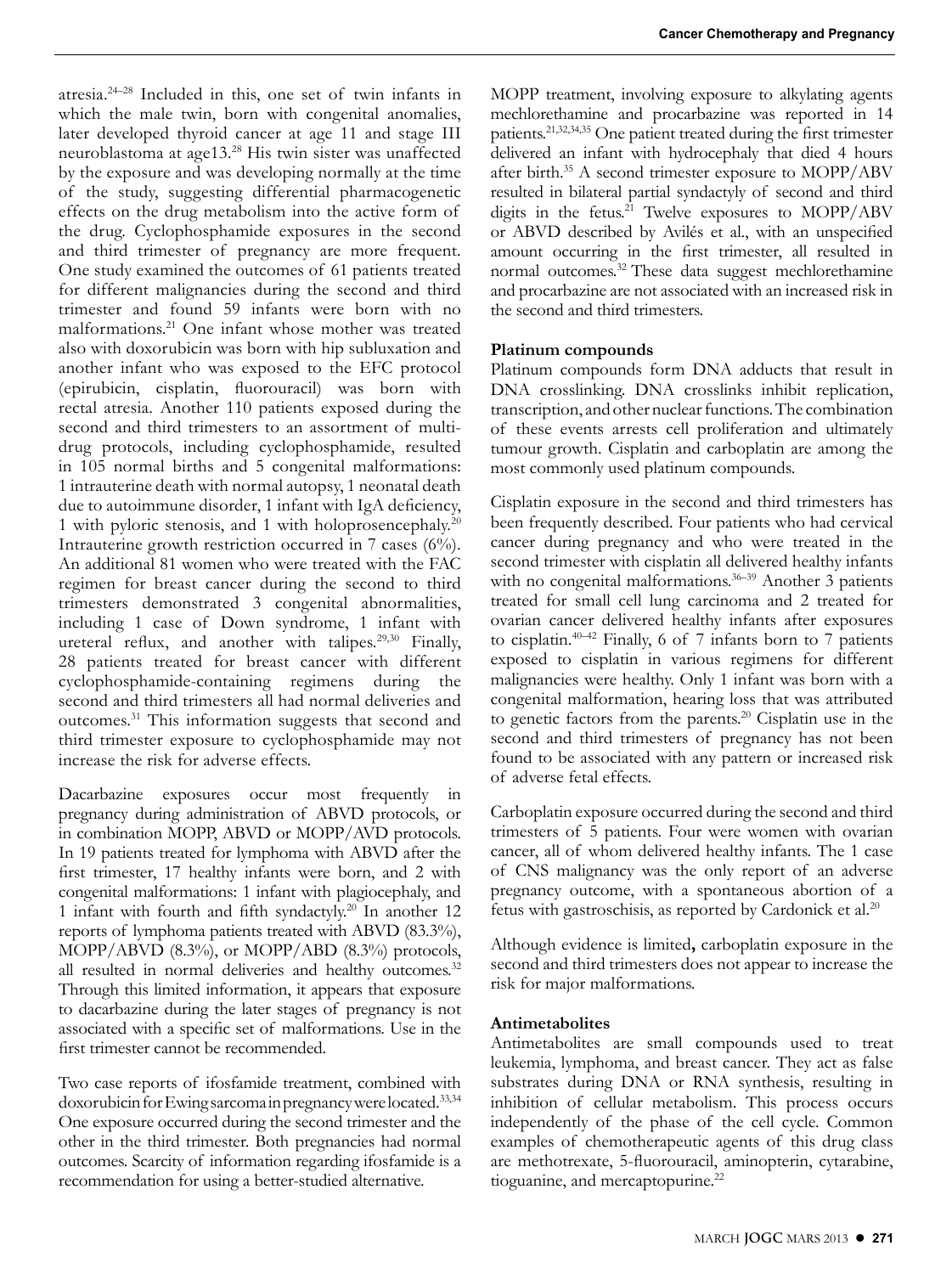atresia.[24–28] Included in this, one set of twin infants in which the male twin, born with congenital anomalies, later developed thyroid cancer at age 11 and stage III neuroblastoma at age13.[28] His twin sister was unaffected by the exposure and was developing normally at the time of the study, suggesting differential pharmacogenetic effects on the drug metabolism into the active form of the drug. Cyclophosphamide exposures in the second and third trimester of pregnancy are more frequent. One study examined the outcomes of 61 patients treated for different malignancies during the second and third trimester and found 59 infants were born with no malformations.[21] One infant whose mother was treated also with doxorubicin was born with hip subluxation and another infant who was exposed to the EFC protocol (epirubicin, cisplatin, fluorouracil) was born with rectal atresia. Another 110 patients exposed during the second and third trimesters to an assortment of multi-drug protocols, including cyclophosphamide, resulted in 105 normal births and 5 congenital malformations: 1 intrauterine death with normal autopsy, 1 neonatal death due to autoimmune disorder, 1 infant with IgA deficiency, 1 with pyloric stenosis, and 1 with holoprosencephaly.[20] Intrauterine growth restriction occurred in 7 cases (6%). An additional 81 women who were treated with the FAC regimen for breast cancer during the second to third trimesters demonstrated 3 congenital abnormalities, including 1 case of Down syndrome, 1 infant with ureteral reflux, and another with talipes.[29,30] Finally, 28 patients treated for breast cancer with different cyclophosphamide-containing regimens during the second and third trimesters all had normal deliveries and outcomes.[31] This information suggests that second and third trimester exposure to cyclophosphamide may not increase the risk for adverse effects.

Dacarbazine exposures occur most frequently in pregnancy during administration of ABVD protocols, or in combination MOPP, ABVD or MOPP/AVD protocols. In 19 patients treated for lymphoma with ABVD after the first trimester, 17 healthy infants were born, and 2 with congenital malformations: 1 infant with plagiocephaly, and 1 infant with fourth and fifth syndactyly.[20] In another 12 reports of lymphoma patients treated with ABVD (83.3%), MOPP/ABVD (8.3%), or MOPP/ABD (8.3%) protocols, all resulted in normal deliveries and healthy outcomes.[32] Through this limited information, it appears that exposure to dacarbazine during the later stages of pregnancy is not associated with a specific set of malformations. Use in the first trimester cannot be recommended.

Two case reports of ifosfamide treatment, combined with doxorubicin for Ewing sarcoma in pregnancy were located.[33,34] One exposure occurred during the second trimester and the other in the third trimester. Both pregnancies had normal outcomes. Scarcity of information regarding ifosfamide is a recommendation for using a better-studied alternative.

MOPP treatment, involving exposure to alkylating agents mechlorethamine and procarbazine was reported in 14 patients.[21,32,34,35] One patient treated during the first trimester delivered an infant with hydrocephaly that died 4 hours after birth.[35] A second trimester exposure to MOPP/ABV resulted in bilateral partial syndactyly of second and third digits in the fetus.[21] Twelve exposures to MOPP/ABV or ABVD described by Avilés et al., with an unspecified amount occurring in the first trimester, all resulted in normal outcomes.[32] These data suggest mechlorethamine and procarbazine are not associated with an increased risk in the second and third trimesters.

### Platinum compounds

Platinum compounds form DNA adducts that result in DNA crosslinking. DNA crosslinks inhibit replication, transcription, and other nuclear functions. The combination of these events arrests cell proliferation and ultimately tumour growth. Cisplatin and carboplatin are among the most commonly used platinum compounds.

Cisplatin exposure in the second and third trimesters has been frequently described. Four patients who had cervical cancer during pregnancy and who were treated in the second trimester with cisplatin all delivered healthy infants with no congenital malformations.[36–39] Another 3 patients treated for small cell lung carcinoma and 2 treated for ovarian cancer delivered healthy infants after exposures to cisplatin.[40–42] Finally, 6 of 7 infants born to 7 patients exposed to cisplatin in various regimens for different malignancies were healthy. Only 1 infant was born with a congenital malformation, hearing loss that was attributed to genetic factors from the parents.[20] Cisplatin use in the second and third trimesters of pregnancy has not been found to be associated with any pattern or increased risk of adverse fetal effects.

Carboplatin exposure occurred during the second and third trimesters of 5 patients. Four were women with ovarian cancer, all of whom delivered healthy infants. The 1 case of CNS malignancy was the only report of an adverse pregnancy outcome, with a spontaneous abortion of a fetus with gastroschisis, as reported by Cardonick et al.[20]

Although evidence is limited**,** carboplatin exposure in the second and third trimesters does not appear to increase the risk for major malformations.

### Antimetabolites

Antimetabolites are small compounds used to treat leukemia, lymphoma, and breast cancer. They act as false substrates during DNA or RNA synthesis, resulting in inhibition of cellular metabolism. This process occurs independently of the phase of the cell cycle. Common examples of chemotherapeutic agents of this drug class are methotrexate, 5-fluorouracil, aminopterin, cytarabine, tioguanine, and mercaptopurine.[22]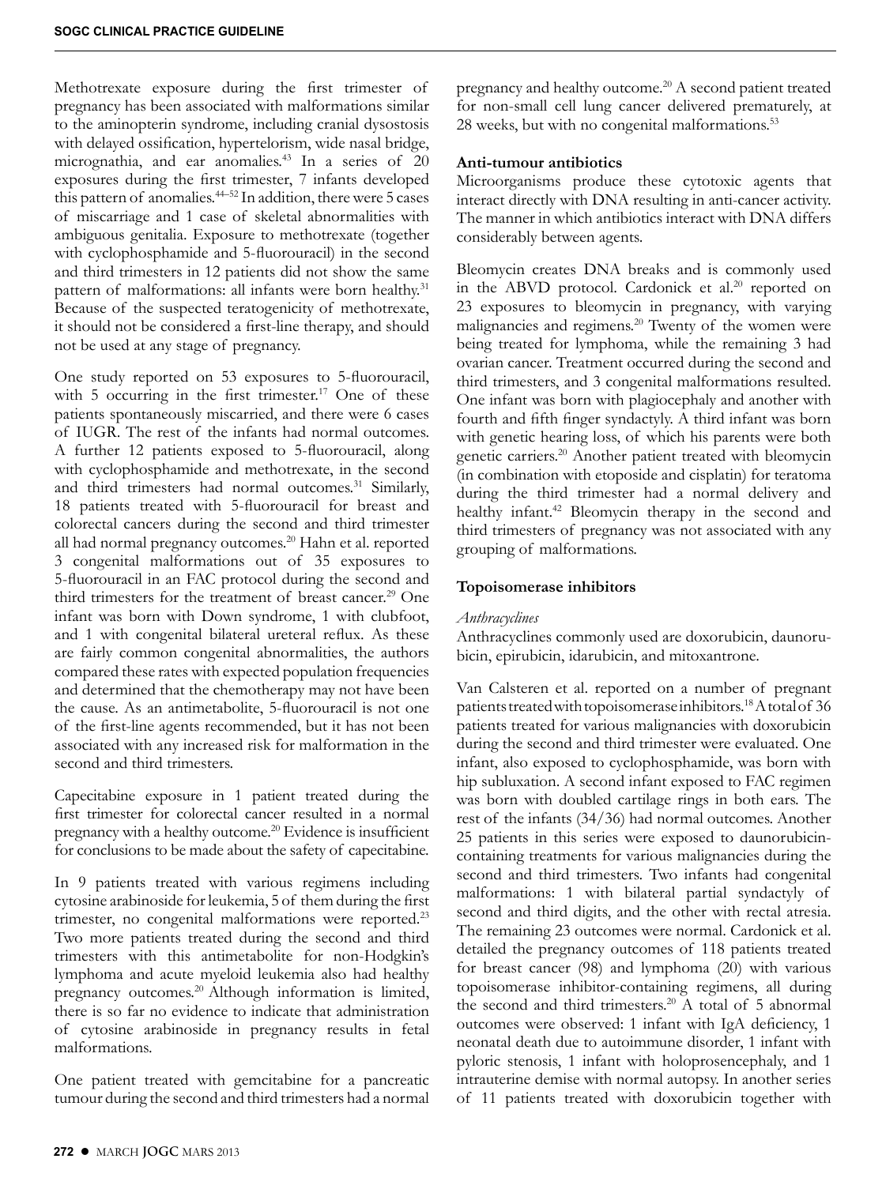Methotrexate exposure during the first trimester of pregnancy has been associated with malformations similar to the aminopterin syndrome, including cranial dysostosis with delayed ossification, hypertelorism, wide nasal bridge, micrognathia, and ear anomalies.[43] In a series of 20 exposures during the first trimester, 7 infants developed this pattern of anomalies.[44–52] In addition, there were 5 cases of miscarriage and 1 case of skeletal abnormalities with ambiguous genitalia. Exposure to methotrexate (together with cyclophosphamide and 5-fluorouracil) in the second and third trimesters in 12 patients did not show the same pattern of malformations: all infants were born healthy.[31] Because of the suspected teratogenicity of methotrexate, it should not be considered a first-line therapy, and should not be used at any stage of pregnancy.

One study reported on 53 exposures to 5-fluorouracil, with 5 occurring in the first trimester.[17] One of these patients spontaneously miscarried, and there were 6 cases of IUGR. The rest of the infants had normal outcomes. A further 12 patients exposed to 5-fluorouracil, along with cyclophosphamide and methotrexate, in the second and third trimesters had normal outcomes.[31] Similarly, 18 patients treated with 5-fluorouracil for breast and colorectal cancers during the second and third trimester all had normal pregnancy outcomes.[20] Hahn et al. reported 3 congenital malformations out of 35 exposures to 5-fluorouracil in an FAC protocol during the second and third trimesters for the treatment of breast cancer.[29] One infant was born with Down syndrome, 1 with clubfoot, and 1 with congenital bilateral ureteral reflux. As these are fairly common congenital abnormalities, the authors compared these rates with expected population frequencies and determined that the chemotherapy may not have been the cause. As an antimetabolite, 5-fluorouracil is not one of the first-line agents recommended, but it has not been associated with any increased risk for malformation in the second and third trimesters.

Capecitabine exposure in 1 patient treated during the first trimester for colorectal cancer resulted in a normal pregnancy with a healthy outcome.[20] Evidence is insufficient for conclusions to be made about the safety of capecitabine.

In 9 patients treated with various regimens including cytosine arabinoside for leukemia, 5 of them during the first trimester, no congenital malformations were reported.[23] Two more patients treated during the second and third trimesters with this antimetabolite for non-Hodgkin's lymphoma and acute myeloid leukemia also had healthy pregnancy outcomes.[20] Although information is limited, there is so far no evidence to indicate that administration of cytosine arabinoside in pregnancy results in fetal malformations.

One patient treated with gemcitabine for a pancreatic tumour during the second and third trimesters had a normal pregnancy and healthy outcome.[20] A second patient treated for non-small cell lung cancer delivered prematurely, at 28 weeks, but with no congenital malformations.[53]

### Anti-tumour antibiotics

Microorganisms produce these cytotoxic agents that interact directly with DNA resulting in anti-cancer activity. The manner in which antibiotics interact with DNA differs considerably between agents.

Bleomycin creates DNA breaks and is commonly used in the ABVD protocol. Cardonick et al.[20] reported on 23 exposures to bleomycin in pregnancy, with varying malignancies and regimens.[20] Twenty of the women were being treated for lymphoma, while the remaining 3 had ovarian cancer. Treatment occurred during the second and third trimesters, and 3 congenital malformations resulted. One infant was born with plagiocephaly and another with fourth and fifth finger syndactyly. A third infant was born with genetic hearing loss, of which his parents were both genetic carriers.[20] Another patient treated with bleomycin (in combination with etoposide and cisplatin) for teratoma during the third trimester had a normal delivery and healthy infant.[42] Bleomycin therapy in the second and third trimesters of pregnancy was not associated with any grouping of malformations.

### Topoisomerase inhibitors

*Anthracyclines*

Anthracyclines commonly used are doxorubicin, daunorubicin, epirubicin, idarubicin, and mitoxantrone.

Van Calsteren et al. reported on a number of pregnant patients treated with topoisomerase inhibitors.[18] A total of 36 patients treated for various malignancies with doxorubicin during the second and third trimester were evaluated. One infant, also exposed to cyclophosphamide, was born with hip subluxation. A second infant exposed to FAC regimen was born with doubled cartilage rings in both ears. The rest of the infants (34/36) had normal outcomes. Another 25 patients in this series were exposed to daunorubicin-containing treatments for various malignancies during the second and third trimesters. Two infants had congenital malformations: 1 with bilateral partial syndactyly of second and third digits, and the other with rectal atresia. The remaining 23 outcomes were normal. Cardonick et al. detailed the pregnancy outcomes of 118 patients treated for breast cancer (98) and lymphoma (20) with various topoisomerase inhibitor-containing regimens, all during the second and third trimesters.[20] A total of 5 abnormal outcomes were observed: 1 infant with IgA deficiency, 1 neonatal death due to autoimmune disorder, 1 infant with pyloric stenosis, 1 infant with holoprosencephaly, and 1 intrauterine demise with normal autopsy. In another series of 11 patients treated with doxorubicin together with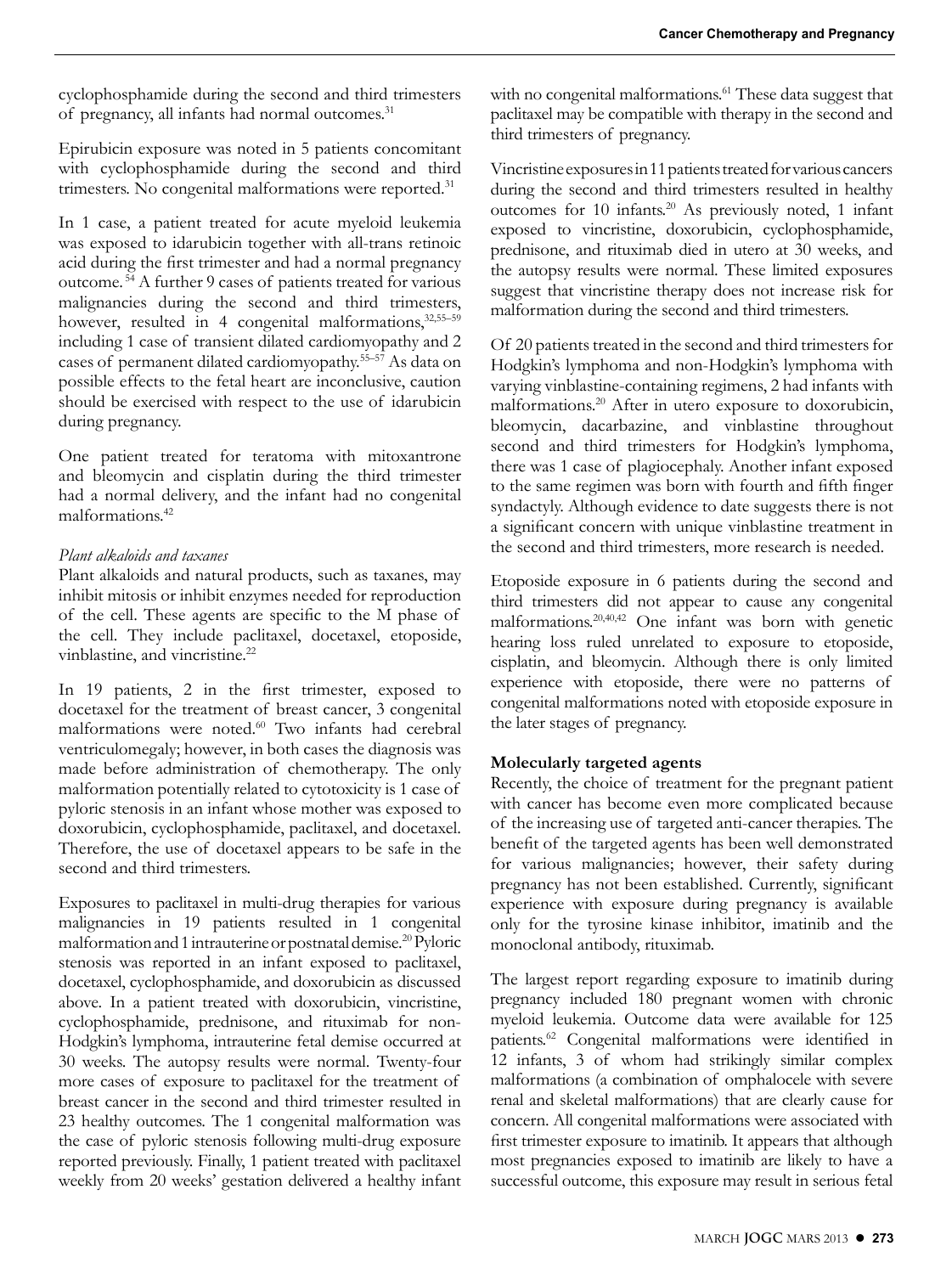cyclophosphamide during the second and third trimesters of pregnancy, all infants had normal outcomes.[31]

Epirubicin exposure was noted in 5 patients concomitant with cyclophosphamide during the second and third trimesters. No congenital malformations were reported.[31]

In 1 case, a patient treated for acute myeloid leukemia was exposed to idarubicin together with all-trans retinoic acid during the first trimester and had a normal pregnancy outcome.[54] A further 9 cases of patients treated for various malignancies during the second and third trimesters, however, resulted in 4 congenital malformations,[32,55–59] including 1 case of transient dilated cardiomyopathy and 2 cases of permanent dilated cardiomyopathy.[55–57] As data on possible effects to the fetal heart are inconclusive, caution should be exercised with respect to the use of idarubicin during pregnancy.

One patient treated for teratoma with mitoxantrone and bleomycin and cisplatin during the third trimester had a normal delivery, and the infant had no congenital malformations.[42]

*Plant alkaloids and taxanes*

Plant alkaloids and natural products, such as taxanes, may inhibit mitosis or inhibit enzymes needed for reproduction of the cell. These agents are specific to the M phase of the cell. They include paclitaxel, docetaxel, etoposide, vinblastine, and vincristine.[22]

In 19 patients, 2 in the first trimester, exposed to docetaxel for the treatment of breast cancer, 3 congenital malformations were noted.[60] Two infants had cerebral ventriculomegaly; however, in both cases the diagnosis was made before administration of chemotherapy. The only malformation potentially related to cytotoxicity is 1 case of pyloric stenosis in an infant whose mother was exposed to doxorubicin, cyclophosphamide, paclitaxel, and docetaxel. Therefore, the use of docetaxel appears to be safe in the second and third trimesters.

Exposures to paclitaxel in multi-drug therapies for various malignancies in 19 patients resulted in 1 congenital malformation and 1 intrauterine or postnatal demise.[20] Pyloric stenosis was reported in an infant exposed to paclitaxel, docetaxel, cyclophosphamide, and doxorubicin as discussed above. In a patient treated with doxorubicin, vincristine, cyclophosphamide, prednisone, and rituximab for non-Hodgkin's lymphoma, intrauterine fetal demise occurred at 30 weeks. The autopsy results were normal. Twenty-four more cases of exposure to paclitaxel for the treatment of breast cancer in the second and third trimester resulted in 23 healthy outcomes. The 1 congenital malformation was the case of pyloric stenosis following multi-drug exposure reported previously. Finally, 1 patient treated with paclitaxel weekly from 20 weeks' gestation delivered a healthy infant with no congenital malformations.[61] These data suggest that paclitaxel may be compatible with therapy in the second and third trimesters of pregnancy.

Vincristine exposures in 11 patients treated for various cancers during the second and third trimesters resulted in healthy outcomes for 10 infants.[20] As previously noted, 1 infant exposed to vincristine, doxorubicin, cyclophosphamide, prednisone, and rituximab died in utero at 30 weeks, and the autopsy results were normal. These limited exposures suggest that vincristine therapy does not increase risk for malformation during the second and third trimesters.

Of 20 patients treated in the second and third trimesters for Hodgkin's lymphoma and non-Hodgkin's lymphoma with varying vinblastine-containing regimens, 2 had infants with malformations.[20] After in utero exposure to doxorubicin, bleomycin, dacarbazine, and vinblastine throughout second and third trimesters for Hodgkin's lymphoma, there was 1 case of plagiocephaly. Another infant exposed to the same regimen was born with fourth and fifth finger syndactyly. Although evidence to date suggests there is not a significant concern with unique vinblastine treatment in the second and third trimesters, more research is needed.

Etoposide exposure in 6 patients during the second and third trimesters did not appear to cause any congenital malformations.[20,40,42] One infant was born with genetic hearing loss ruled unrelated to exposure to etoposide, cisplatin, and bleomycin. Although there is only limited experience with etoposide, there were no patterns of congenital malformations noted with etoposide exposure in the later stages of pregnancy.

**Molecularly targeted agents**

Recently, the choice of treatment for the pregnant patient with cancer has become even more complicated because of the increasing use of targeted anti-cancer therapies. The benefit of the targeted agents has been well demonstrated for various malignancies; however, their safety during pregnancy has not been established. Currently, significant experience with exposure during pregnancy is available only for the tyrosine kinase inhibitor, imatinib and the monoclonal antibody, rituximab.

The largest report regarding exposure to imatinib during pregnancy included 180 pregnant women with chronic myeloid leukemia. Outcome data were available for 125 patients.[62] Congenital malformations were identified in 12 infants, 3 of whom had strikingly similar complex malformations (a combination of omphalocele with severe renal and skeletal malformations) that are clearly cause for concern. All congenital malformations were associated with first trimester exposure to imatinib. It appears that although most pregnancies exposed to imatinib are likely to have a successful outcome, this exposure may result in serious fetal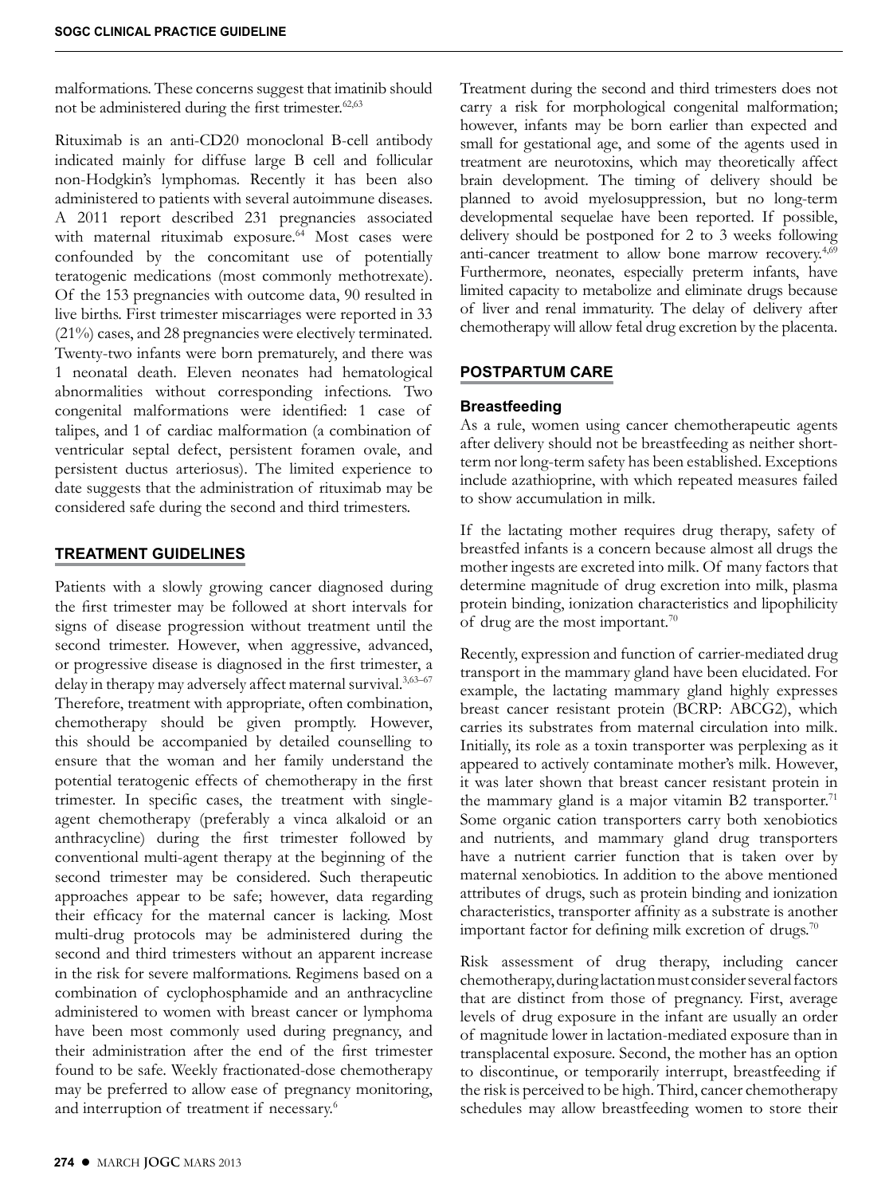malformations. These concerns suggest that imatinib should not be administered during the first trimester.[62,63]

Rituximab is an anti-CD20 monoclonal B-cell antibody indicated mainly for diffuse large B cell and follicular non-Hodgkin's lymphomas. Recently it has been also administered to patients with several autoimmune diseases. A 2011 report described 231 pregnancies associated with maternal rituximab exposure.[64] Most cases were confounded by the concomitant use of potentially teratogenic medications (most commonly methotrexate). Of the 153 pregnancies with outcome data, 90 resulted in live births. First trimester miscarriages were reported in 33 (21%) cases, and 28 pregnancies were electively terminated. Twenty-two infants were born prematurely, and there was 1 neonatal death. Eleven neonates had hematological abnormalities without corresponding infections. Two congenital malformations were identified: 1 case of talipes, and 1 of cardiac malformation (a combination of ventricular septal defect, persistent foramen ovale, and persistent ductus arteriosus). The limited experience to date suggests that the administration of rituximab may be considered safe during the second and third trimesters.

## TREATMENT GUIDELINES

Patients with a slowly growing cancer diagnosed during the first trimester may be followed at short intervals for signs of disease progression without treatment until the second trimester. However, when aggressive, advanced, or progressive disease is diagnosed in the first trimester, a delay in therapy may adversely affect maternal survival.[3,63–67] Therefore, treatment with appropriate, often combination, chemotherapy should be given promptly. However, this should be accompanied by detailed counselling to ensure that the woman and her family understand the potential teratogenic effects of chemotherapy in the first trimester. In specific cases, the treatment with single-agent chemotherapy (preferably a vinca alkaloid or an anthracycline) during the first trimester followed by conventional multi-agent therapy at the beginning of the second trimester may be considered. Such therapeutic approaches appear to be safe; however, data regarding their efficacy for the maternal cancer is lacking. Most multi-drug protocols may be administered during the second and third trimesters without an apparent increase in the risk for severe malformations. Regimens based on a combination of cyclophosphamide and an anthracycline administered to women with breast cancer or lymphoma have been most commonly used during pregnancy, and their administration after the end of the first trimester found to be safe. Weekly fractionated-dose chemotherapy may be preferred to allow ease of pregnancy monitoring, and interruption of treatment if necessary.[6]

Treatment during the second and third trimesters does not carry a risk for morphological congenital malformation; however, infants may be born earlier than expected and small for gestational age, and some of the agents used in treatment are neurotoxins, which may theoretically affect brain development. The timing of delivery should be planned to avoid myelosuppression, but no long-term developmental sequelae have been reported. If possible, delivery should be postponed for 2 to 3 weeks following anti-cancer treatment to allow bone marrow recovery.[4,69] Furthermore, neonates, especially preterm infants, have limited capacity to metabolize and eliminate drugs because of liver and renal immaturity. The delay of delivery after chemotherapy will allow fetal drug excretion by the placenta.

## POSTPARTUM CARE

### Breastfeeding

As a rule, women using cancer chemotherapeutic agents after delivery should not be breastfeeding as neither short-term nor long-term safety has been established. Exceptions include azathioprine, with which repeated measures failed to show accumulation in milk.

If the lactating mother requires drug therapy, safety of breastfed infants is a concern because almost all drugs the mother ingests are excreted into milk. Of many factors that determine magnitude of drug excretion into milk, plasma protein binding, ionization characteristics and lipophilicity of drug are the most important.[70]

Recently, expression and function of carrier-mediated drug transport in the mammary gland have been elucidated. For example, the lactating mammary gland highly expresses breast cancer resistant protein (BCRP: ABCG2), which carries its substrates from maternal circulation into milk. Initially, its role as a toxin transporter was perplexing as it appeared to actively contaminate mother's milk. However, it was later shown that breast cancer resistant protein in the mammary gland is a major vitamin B2 transporter.[71] Some organic cation transporters carry both xenobiotics and nutrients, and mammary gland drug transporters have a nutrient carrier function that is taken over by maternal xenobiotics. In addition to the above mentioned attributes of drugs, such as protein binding and ionization characteristics, transporter affinity as a substrate is another important factor for defining milk excretion of drugs.[70]

Risk assessment of drug therapy, including cancer chemotherapy, during lactation must consider several factors that are distinct from those of pregnancy. First, average levels of drug exposure in the infant are usually an order of magnitude lower in lactation-mediated exposure than in transplacental exposure. Second, the mother has an option to discontinue, or temporarily interrupt, breastfeeding if the risk is perceived to be high. Third, cancer chemotherapy schedules may allow breastfeeding women to store their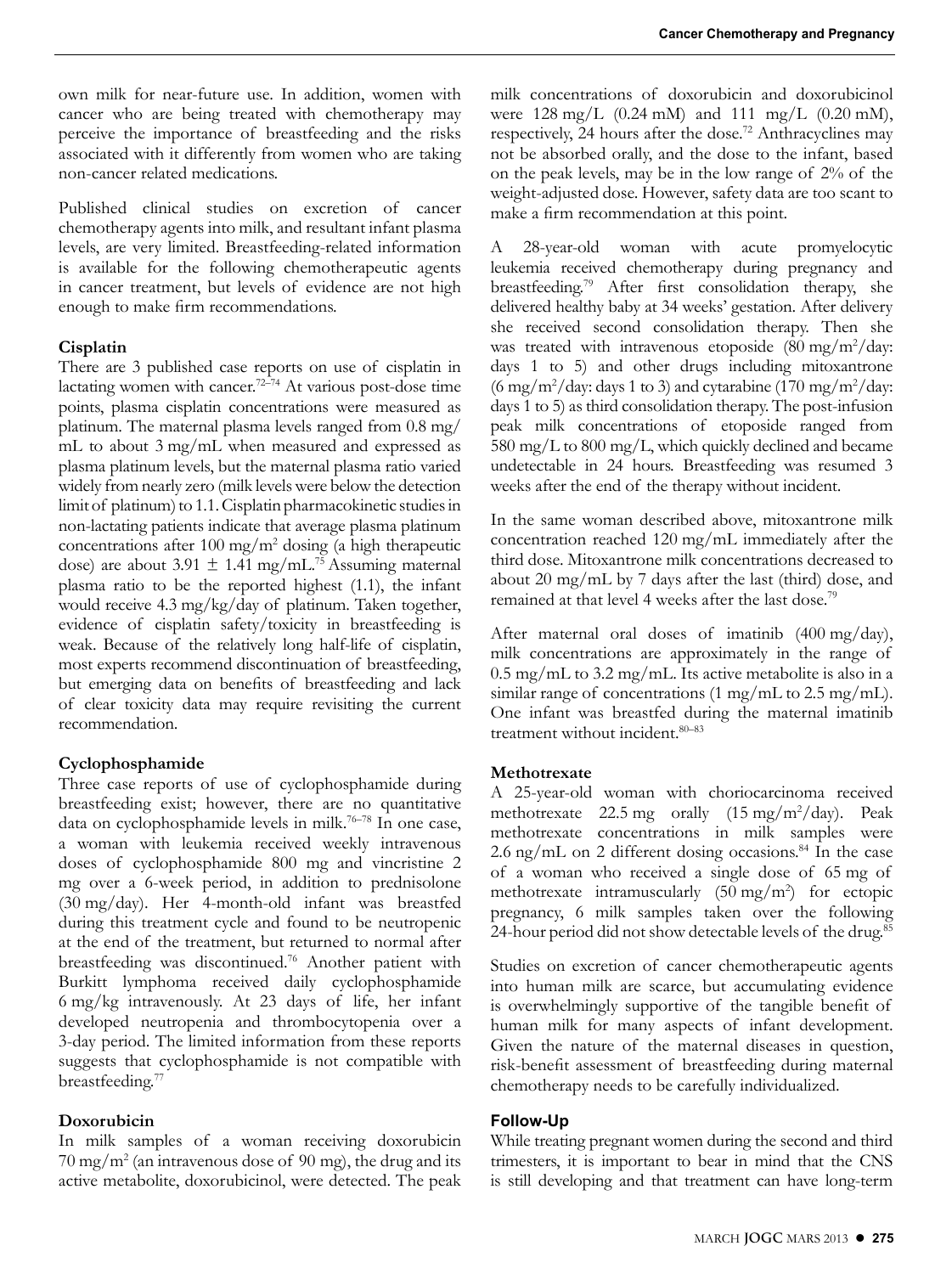own milk for near-future use. In addition, women with cancer who are being treated with chemotherapy may perceive the importance of breastfeeding and the risks associated with it differently from women who are taking non-cancer related medications.

Published clinical studies on excretion of cancer chemotherapy agents into milk, and resultant infant plasma levels, are very limited. Breastfeeding-related information is available for the following chemotherapeutic agents in cancer treatment, but levels of evidence are not high enough to make firm recommendations.

### Cisplatin

There are 3 published case reports on use of cisplatin in lactating women with cancer.[72–74] At various post-dose time points, plasma cisplatin concentrations were measured as platinum. The maternal plasma levels ranged from 0.8 mg/mL to about 3 mg/mL when measured and expressed as plasma platinum levels, but the maternal plasma ratio varied widely from nearly zero (milk levels were below the detection limit of platinum) to 1.1. Cisplatin pharmacokinetic studies in non-lactating patients indicate that average plasma platinum concentrations after 100 mg/m$^2$ dosing (a high therapeutic dose) are about 3.91 ± 1.41 mg/mL.[75] Assuming maternal plasma ratio to be the reported highest (1.1), the infant would receive 4.3 mg/kg/day of platinum. Taken together, evidence of cisplatin safety/toxicity in breastfeeding is weak. Because of the relatively long half-life of cisplatin, most experts recommend discontinuation of breastfeeding, but emerging data on benefits of breastfeeding and lack of clear toxicity data may require revisiting the current recommendation.

### Cyclophosphamide

Three case reports of use of cyclophosphamide during breastfeeding exist; however, there are no quantitative data on cyclophosphamide levels in milk.[76–78] In one case, a woman with leukemia received weekly intravenous doses of cyclophosphamide 800 mg and vincristine 2 mg over a 6-week period, in addition to prednisolone (30 mg/day). Her 4-month-old infant was breastfed during this treatment cycle and found to be neutropenic at the end of the treatment, but returned to normal after breastfeeding was discontinued.[76] Another patient with Burkitt lymphoma received daily cyclophosphamide 6 mg/kg intravenously. At 23 days of life, her infant developed neutropenia and thrombocytopenia over a 3-day period. The limited information from these reports suggests that cyclophosphamide is not compatible with breastfeeding.[77]

### Doxorubicin

In milk samples of a woman receiving doxorubicin 70 mg/m$^2$ (an intravenous dose of 90 mg), the drug and its active metabolite, doxorubicinol, were detected. The peak milk concentrations of doxorubicin and doxorubicinol were 128 mg/L (0.24 mM) and 111 mg/L (0.20 mM), respectively, 24 hours after the dose.[72] Anthracyclines may not be absorbed orally, and the dose to the infant, based on the peak levels, may be in the low range of 2% of the weight-adjusted dose. However, safety data are too scant to make a firm recommendation at this point.

A 28-year-old woman with acute promyelocytic leukemia received chemotherapy during pregnancy and breastfeeding.[79] After first consolidation therapy, she delivered healthy baby at 34 weeks' gestation. After delivery she received second consolidation therapy. Then she was treated with intravenous etoposide (80 mg/m$^2$/day: days 1 to 5) and other drugs including mitoxantrone (6 mg/m$^2$/day: days 1 to 3) and cytarabine (170 mg/m$^2$/day: days 1 to 5) as third consolidation therapy. The post-infusion peak milk concentrations of etoposide ranged from 580 mg/L to 800 mg/L, which quickly declined and became undetectable in 24 hours. Breastfeeding was resumed 3 weeks after the end of the therapy without incident.

In the same woman described above, mitoxantrone milk concentration reached 120 mg/mL immediately after the third dose. Mitoxantrone milk concentrations decreased to about 20 mg/mL by 7 days after the last (third) dose, and remained at that level 4 weeks after the last dose.[79]

After maternal oral doses of imatinib (400 mg/day), milk concentrations are approximately in the range of 0.5 mg/mL to 3.2 mg/mL. Its active metabolite is also in a similar range of concentrations (1 mg/mL to 2.5 mg/mL). One infant was breastfed during the maternal imatinib treatment without incident.[80–83]

### Methotrexate

A 25-year-old woman with choriocarcinoma received methotrexate 22.5 mg orally (15 mg/m$^2$/day). Peak methotrexate concentrations in milk samples were 2.6 ng/mL on 2 different dosing occasions.[84] In the case of a woman who received a single dose of 65 mg of methotrexate intramuscularly (50 mg/m$^2$) for ectopic pregnancy, 6 milk samples taken over the following 24-hour period did not show detectable levels of the drug.[85]

Studies on excretion of cancer chemotherapeutic agents into human milk are scarce, but accumulating evidence is overwhelmingly supportive of the tangible benefit of human milk for many aspects of infant development. Given the nature of the maternal diseases in question, risk-benefit assessment of breastfeeding during maternal chemotherapy needs to be carefully individualized.

## Follow-Up

While treating pregnant women during the second and third trimesters, it is important to bear in mind that the CNS is still developing and that treatment can have long-term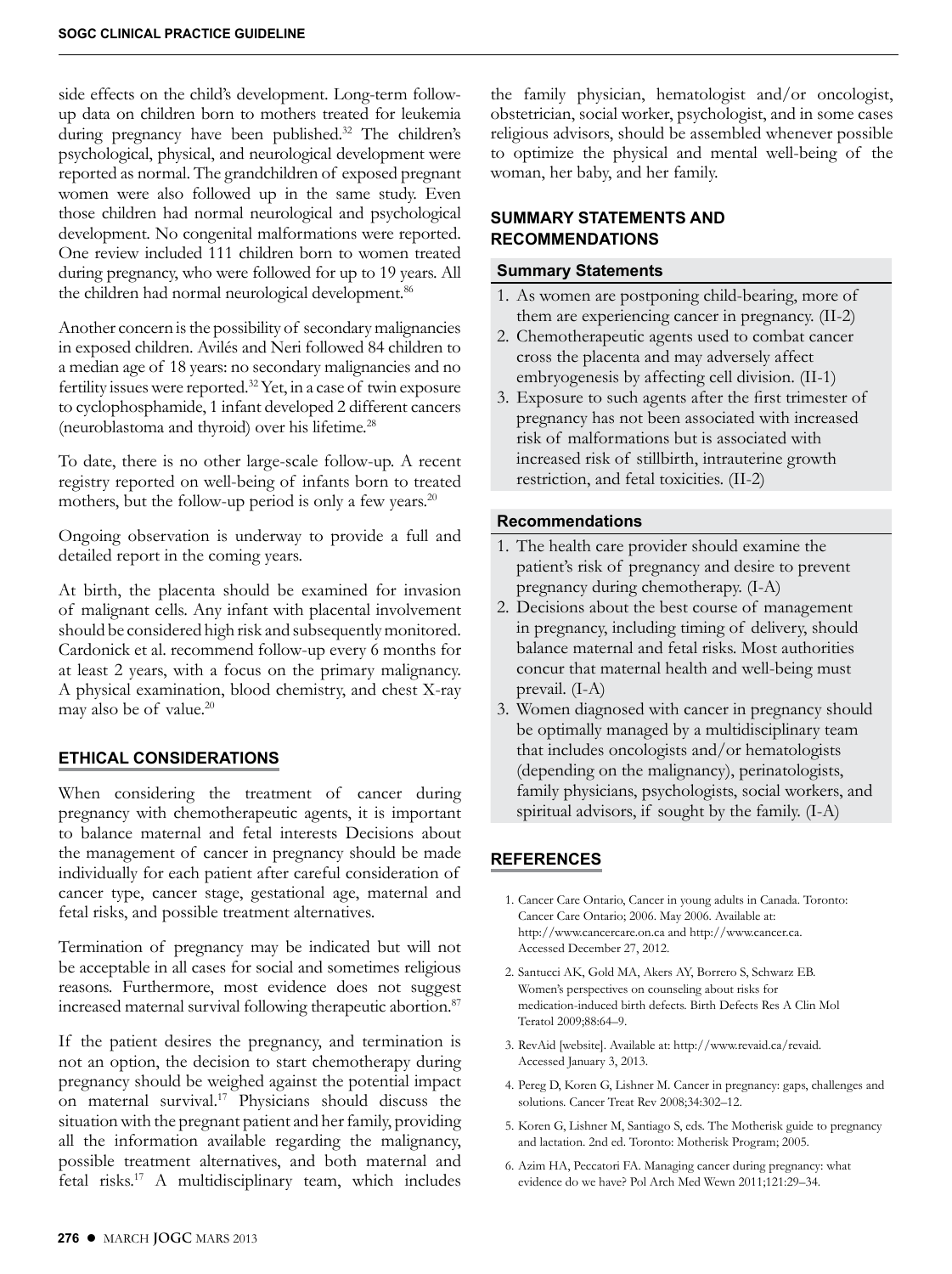side effects on the child's development. Long-term follow-up data on children born to mothers treated for leukemia during pregnancy have been published.[32] The children's psychological, physical, and neurological development were reported as normal. The grandchildren of exposed pregnant women were also followed up in the same study. Even those children had normal neurological and psychological development. No congenital malformations were reported. One review included 111 children born to women treated during pregnancy, who were followed for up to 19 years. All the children had normal neurological development.[86]

Another concern is the possibility of secondary malignancies in exposed children. Avilés and Neri followed 84 children to a median age of 18 years: no secondary malignancies and no fertility issues were reported.[32] Yet, in a case of twin exposure to cyclophosphamide, 1 infant developed 2 different cancers (neuroblastoma and thyroid) over his lifetime.[28]

To date, there is no other large-scale follow-up. A recent registry reported on well-being of infants born to treated mothers, but the follow-up period is only a few years.[20]

Ongoing observation is underway to provide a full and detailed report in the coming years.

At birth, the placenta should be examined for invasion of malignant cells. Any infant with placental involvement should be considered high risk and subsequently monitored. Cardonick et al. recommend follow-up every 6 months for at least 2 years, with a focus on the primary malignancy. A physical examination, blood chemistry, and chest X-ray may also be of value.[20]

## ETHICAL CONSIDERATIONS

When considering the treatment of cancer during pregnancy with chemotherapeutic agents, it is important to balance maternal and fetal interests Decisions about the management of cancer in pregnancy should be made individually for each patient after careful consideration of cancer type, cancer stage, gestational age, maternal and fetal risks, and possible treatment alternatives.

Termination of pregnancy may be indicated but will not be acceptable in all cases for social and sometimes religious reasons. Furthermore, most evidence does not suggest increased maternal survival following therapeutic abortion.[87]

If the patient desires the pregnancy, and termination is not an option, the decision to start chemotherapy during pregnancy should be weighed against the potential impact on maternal survival.[17] Physicians should discuss the situation with the pregnant patient and her family, providing all the information available regarding the malignancy, possible treatment alternatives, and both maternal and fetal risks.[17] A multidisciplinary team, which includes the family physician, hematologist and/or oncologist, obstetrician, social worker, psychologist, and in some cases religious advisors, should be assembled whenever possible to optimize the physical and mental well-being of the woman, her baby, and her family.

## SUMMARY STATEMENTS AND RECOMMENDATIONS

### Summary Statements

1. As women are postponing child-bearing, more of them are experiencing cancer in pregnancy. (II-2)
2. Chemotherapeutic agents used to combat cancer cross the placenta and may adversely affect embryogenesis by affecting cell division. (II-1)
3. Exposure to such agents after the first trimester of pregnancy has not been associated with increased risk of malformations but is associated with increased risk of stillbirth, intrauterine growth restriction, and fetal toxicities. (II-2)

### Recommendations

1. The health care provider should examine the patient's risk of pregnancy and desire to prevent pregnancy during chemotherapy. (I-A)
2. Decisions about the best course of management in pregnancy, including timing of delivery, should balance maternal and fetal risks. Most authorities concur that maternal health and well-being must prevail. (I-A)
3. Women diagnosed with cancer in pregnancy should be optimally managed by a multidisciplinary team that includes oncologists and/or hematologists (depending on the malignancy), perinatologists, family physicians, psychologists, social workers, and spiritual advisors, if sought by the family. (I-A)

## REFERENCES

1. Cancer Care Ontario, Cancer in young adults in Canada. Toronto: Cancer Care Ontario; 2006. May 2006. Available at: http://www.cancercare.on.ca and http://www.cancer.ca. Accessed December 27, 2012.
2. Santucci AK, Gold MA, Akers AY, Borrero S, Schwarz EB. Women's perspectives on counseling about risks for medication-induced birth defects. Birth Defects Res A Clin Mol Teratol 2009;88:64–9.
3. RevAid [website]. Available at: http://www.revaid.ca/revaid. Accessed January 3, 2013.
4. Pereg D, Koren G, Lishner M. Cancer in pregnancy: gaps, challenges and solutions. Cancer Treat Rev 2008;34:302–12.
5. Koren G, Lishner M, Santiago S, eds. The Motherisk guide to pregnancy and lactation. 2nd ed. Toronto: Motherisk Program; 2005.
6. Azim HA, Peccatori FA. Managing cancer during pregnancy: what evidence do we have? Pol Arch Med Wewn 2011;121:29–34.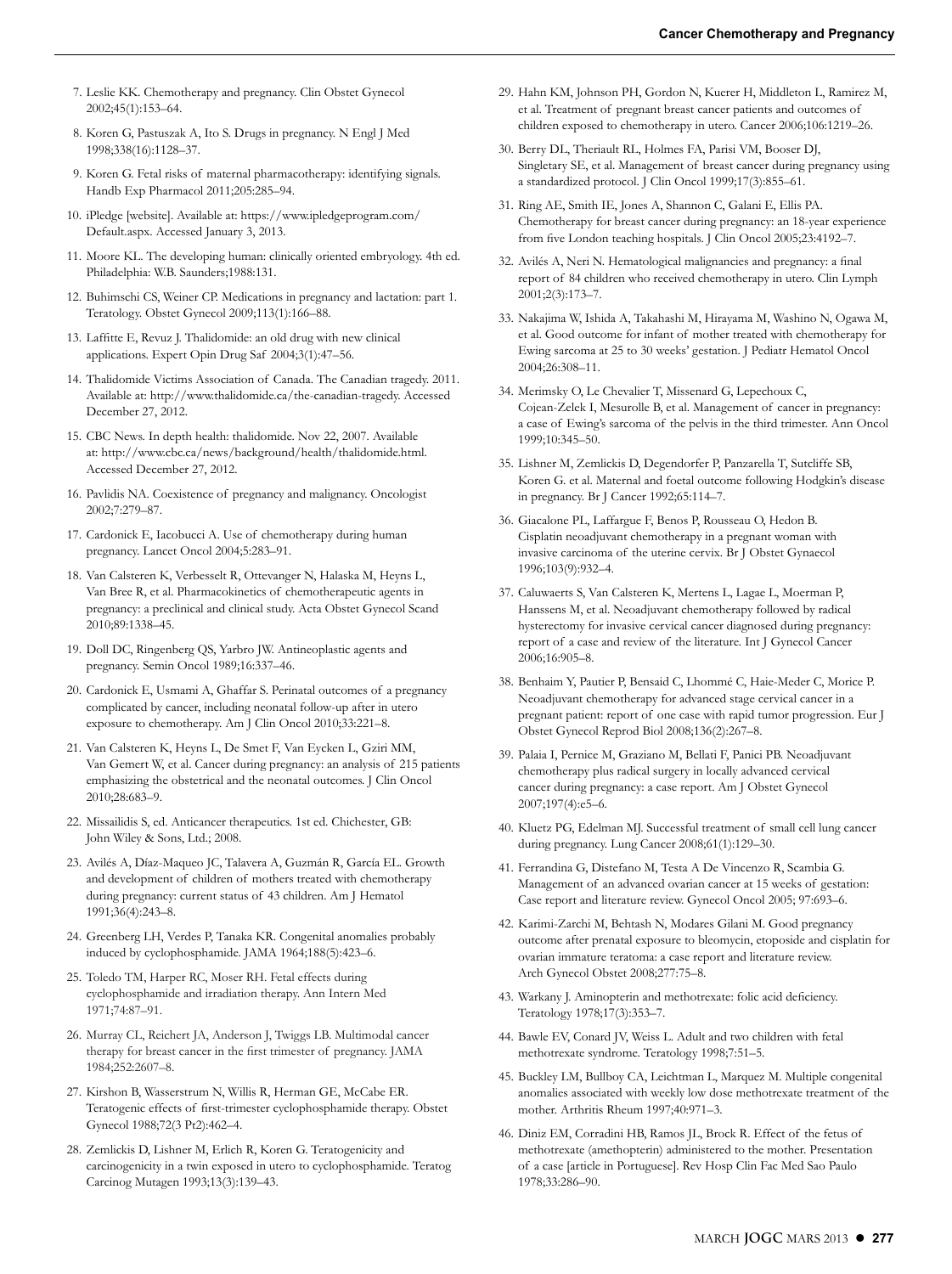7. Leslie KK. Chemotherapy and pregnancy. Clin Obstet Gynecol 2002;45(1):153–64.
8. Koren G, Pastuszak A, Ito S. Drugs in pregnancy. N Engl J Med 1998;338(16):1128–37.
9. Koren G. Fetal risks of maternal pharmacotherapy: identifying signals. Handb Exp Pharmacol 2011;205:285–94.
10. iPledge [website]. Available at: https://www.ipledgeprogram.com/Default.aspx. Accessed January 3, 2013.
11. Moore KL. The developing human: clinically oriented embryology. 4th ed. Philadelphia: W.B. Saunders;1988:131.
12. Buhimschi CS, Weiner CP. Medications in pregnancy and lactation: part 1. Teratology. Obstet Gynecol 2009;113(1):166–88.
13. Laffitte E, Revuz J. Thalidomide: an old drug with new clinical applications. Expert Opin Drug Saf 2004;3(1):47–56.
14. Thalidomide Victims Association of Canada. The Canadian tragedy. 2011. Available at: http://www.thalidomide.ca/the-canadian-tragedy. Accessed December 27, 2012.
15. CBC News. In depth health: thalidomide. Nov 22, 2007. Available at: http://www.cbc.ca/news/background/health/thalidomide.html. Accessed December 27, 2012.
16. Pavlidis NA. Coexistence of pregnancy and malignancy. Oncologist 2002;7:279–87.
17. Cardonick E, Iacobucci A. Use of chemotherapy during human pregnancy. Lancet Oncol 2004;5:283–91.
18. Van Calsteren K, Verbesselt R, Ottevanger N, Halaska M, Heyns L, Van Bree R, et al. Pharmacokinetics of chemotherapeutic agents in pregnancy: a preclinical and clinical study. Acta Obstet Gynecol Scand 2010;89:1338–45.
19. Doll DC, Ringenberg QS, Yarbro JW. Antineoplastic agents and pregnancy. Semin Oncol 1989;16:337–46.
20. Cardonick E, Usmami A, Ghaffar S. Perinatal outcomes of a pregnancy complicated by cancer, including neonatal follow-up after in utero exposure to chemotherapy. Am J Clin Oncol 2010;33:221–8.
21. Van Calsteren K, Heyns L, De Smet F, Van Eycken L, Gziri MM, Van Gemert W, et al. Cancer during pregnancy: an analysis of 215 patients emphasizing the obstetrical and the neonatal outcomes. J Clin Oncol 2010;28:683–9.
22. Missailidis S, ed. Anticancer therapeutics. 1st ed. Chichester, GB: John Wiley & Sons, Ltd.; 2008.
23. Avilés A, Díaz-Maqueo JC, Talavera A, Guzmán R, García EL. Growth and development of children of mothers treated with chemotherapy during pregnancy: current status of 43 children. Am J Hematol 1991;36(4):243–8.
24. Greenberg LH, Verdes P, Tanaka KR. Congenital anomalies probably induced by cyclophosphamide. JAMA 1964;188(5):423–6.
25. Toledo TM, Harper RC, Moser RH. Fetal effects during cyclophosphamide and irradiation therapy. Ann Intern Med 1971;74:87–91.
26. Murray CL, Reichert JA, Anderson J, Twiggs LB. Multimodal cancer therapy for breast cancer in the first trimester of pregnancy. JAMA 1984;252:2607–8.
27. Kirshon B, Wasserstrum N, Willis R, Herman GE, McCabe ER. Teratogenic effects of first-trimester cyclophosphamide therapy. Obstet Gynecol 1988;72(3 Pt2):462–4.
28. Zemlickis D, Lishner M, Erlich R, Koren G. Teratogenicity and carcinogenicity in a twin exposed in utero to cyclophosphamide. Teratog Carcinog Mutagen 1993;13(3):139–43.
29. Hahn KM, Johnson PH, Gordon N, Kuerer H, Middleton L, Ramirez M, et al. Treatment of pregnant breast cancer patients and outcomes of children exposed to chemotherapy in utero. Cancer 2006;106:1219–26.
30. Berry DL, Theriault RL, Holmes FA, Parisi VM, Booser DJ, Singletary SE, et al. Management of breast cancer during pregnancy using a standardized protocol. J Clin Oncol 1999;17(3):855–61.
31. Ring AE, Smith IE, Jones A, Shannon C, Galani E, Ellis PA. Chemotherapy for breast cancer during pregnancy: an 18-year experience from five London teaching hospitals. J Clin Oncol 2005;23:4192–7.
32. Avilés A, Neri N. Hematological malignancies and pregnancy: a final report of 84 children who received chemotherapy in utero. Clin Lymph 2001;2(3):173–7.
33. Nakajima W, Ishida A, Takahashi M, Hirayama M, Washino N, Ogawa M, et al. Good outcome for infant of mother treated with chemotherapy for Ewing sarcoma at 25 to 30 weeks' gestation. J Pediatr Hematol Oncol 2004;26:308–11.
34. Merimsky O, Le Chevalier T, Missenard G, Lepechoux C, Cojean-Zelek I, Mesurolle B, et al. Management of cancer in pregnancy: a case of Ewing's sarcoma of the pelvis in the third trimester. Ann Oncol 1999;10:345–50.
35. Lishner M, Zemlickis D, Degendorfer P, Panzarella T, Sutcliffe SB, Koren G. et al. Maternal and foetal outcome following Hodgkin's disease in pregnancy. Br J Cancer 1992;65:114–7.
36. Giacalone PL, Laffargue F, Benos P, Rousseau O, Hedon B. Cisplatin neoadjuvant chemotherapy in a pregnant woman with invasive carcinoma of the uterine cervix. Br J Obstet Gynaecol 1996;103(9):932–4.
37. Caluwaerts S, Van Calsteren K, Mertens L, Lagae L, Moerman P, Hanssens M, et al. Neoadjuvant chemotherapy followed by radical hysterectomy for invasive cervical cancer diagnosed during pregnancy: report of a case and review of the literature. Int J Gynecol Cancer 2006;16:905–8.
38. Benhaim Y, Pautier P, Bensaid C, Lhommé C, Haie-Meder C, Morice P. Neoadjuvant chemotherapy for advanced stage cervical cancer in a pregnant patient: report of one case with rapid tumor progression. Eur J Obstet Gynecol Reprod Biol 2008;136(2):267–8.
39. Palaia I, Pernice M, Graziano M, Bellati F, Panici PB. Neoadjuvant chemotherapy plus radical surgery in locally advanced cervical cancer during pregnancy: a case report. Am J Obstet Gynecol 2007;197(4):e5–6.
40. Kluetz PG, Edelman MJ. Successful treatment of small cell lung cancer during pregnancy. Lung Cancer 2008;61(1):129–30.
41. Ferrandina G, Distefano M, Testa A De Vincenzo R, Scambia G. Management of an advanced ovarian cancer at 15 weeks of gestation: Case report and literature review. Gynecol Oncol 2005; 97:693–6.
42. Karimi-Zarchi M, Behtash N, Modares Gilani M. Good pregnancy outcome after prenatal exposure to bleomycin, etoposide and cisplatin for ovarian immature teratoma: a case report and literature review. Arch Gynecol Obstet 2008;277:75–8.
43. Warkany J. Aminopterin and methotrexate: folic acid deficiency. Teratology 1978;17(3):353–7.
44. Bawle EV, Conard JV, Weiss L. Adult and two children with fetal methotrexate syndrome. Teratology 1998;7:51–5.
45. Buckley LM, Bullboy CA, Leichtman L, Marquez M. Multiple congenital anomalies associated with weekly low dose methotrexate treatment of the mother. Arthritis Rheum 1997;40:971–3.
46. Diniz EM, Corradini HB, Ramos JL, Brock R. Effect of the fetus of methotrexate (amethopterin) administered to the mother. Presentation of a case [article in Portuguese]. Rev Hosp Clin Fac Med Sao Paulo 1978;33:286–90.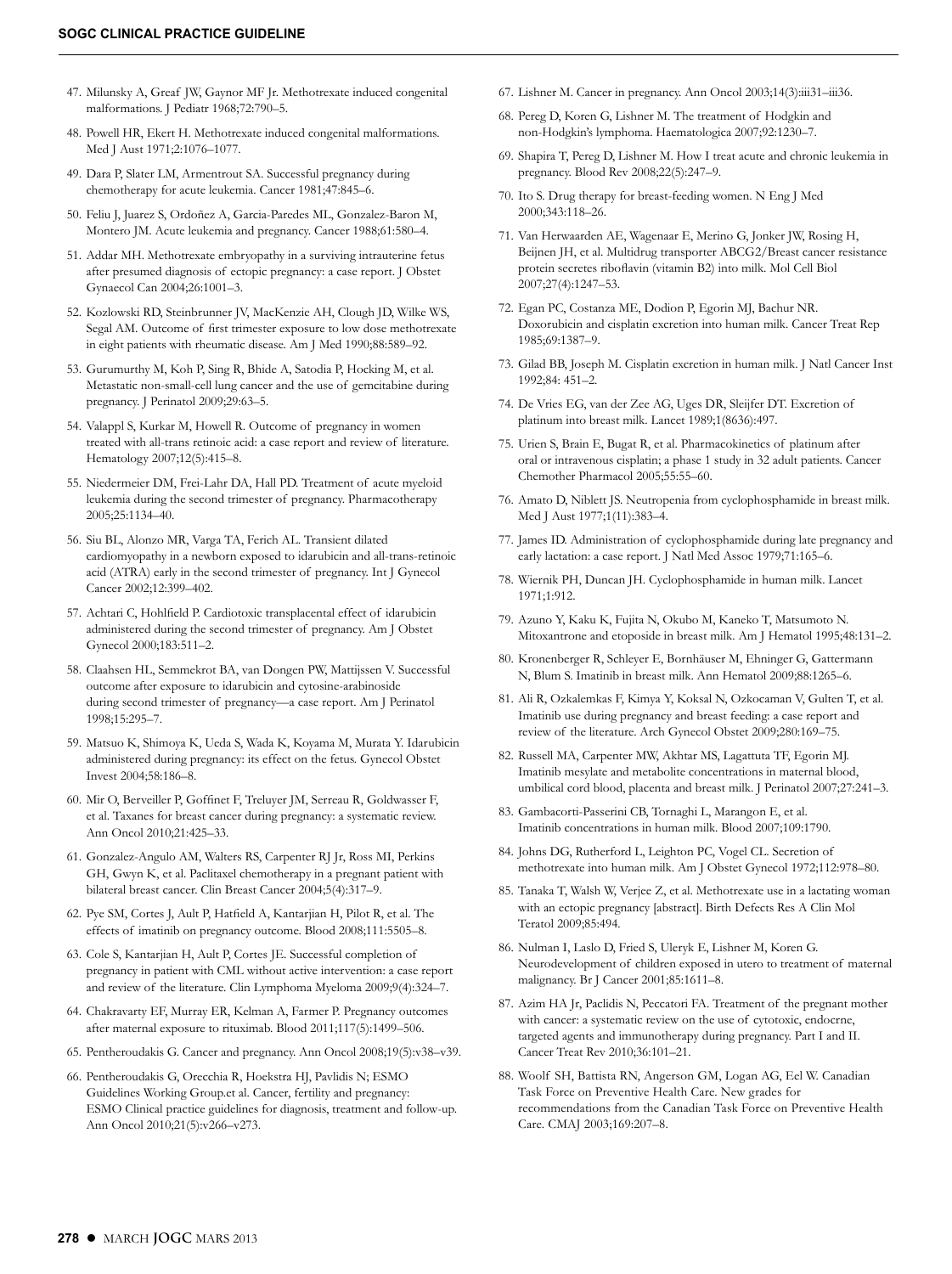47. Milunsky A, Greaf JW, Gaynor MF Jr. Methotrexate induced congenital malformations. J Pediatr 1968;72:790–5.

48. Powell HR, Ekert H. Methotrexate induced congenital malformations. Med J Aust 1971;2:1076–1077.

49. Dara P, Slater LM, Armentrout SA. Successful pregnancy during chemotherapy for acute leukemia. Cancer 1981;47:845–6.

50. Feliu J, Juarez S, Ordoñez A, Garcia-Paredes ML, Gonzalez-Baron M, Montero JM. Acute leukemia and pregnancy. Cancer 1988;61:580–4.

51. Addar MH. Methotrexate embryopathy in a surviving intrauterine fetus after presumed diagnosis of ectopic pregnancy: a case report. J Obstet Gynaecol Can 2004;26:1001–3.

52. Kozlowski RD, Steinbrunner JV, MacKenzie AH, Clough JD, Wilke WS, Segal AM. Outcome of first trimester exposure to low dose methotrexate in eight patients with rheumatic disease. Am J Med 1990;88:589–92.

53. Gurumurthy M, Koh P, Sing R, Bhide A, Satodia P, Hocking M, et al. Metastatic non-small-cell lung cancer and the use of gemcitabine during pregnancy. J Perinatol 2009;29:63–5.

54. Valappl S, Kurkar M, Howell R. Outcome of pregnancy in women treated with all-trans retinoic acid: a case report and review of literature. Hematology 2007;12(5):415–8.

55. Niedermeier DM, Frei-Lahr DA, Hall PD. Treatment of acute myeloid leukemia during the second trimester of pregnancy. Pharmacotherapy 2005;25:1134–40.

56. Siu BL, Alonzo MR, Varga TA, Ferich AL. Transient dilated cardiomyopathy in a newborn exposed to idarubicin and all-trans-retinoic acid (ATRA) early in the second trimester of pregnancy. Int J Gynecol Cancer 2002;12:399–402.

57. Achtari C, Hohlfield P. Cardiotoxic transplacental effect of idarubicin administered during the second trimester of pregnancy. Am J Obstet Gynecol 2000;183:511–2.

58. Claahsen HL, Semmekrot BA, van Dongen PW, Mattijssen V. Successful outcome after exposure to idarubicin and cytosine-arabinoside during second trimester of pregnancy—a case report. Am J Perinatol 1998;15:295–7.

59. Matsuo K, Shimoya K, Ueda S, Wada K, Koyama M, Murata Y. Idarubicin administered during pregnancy: its effect on the fetus. Gynecol Obstet Invest 2004;58:186–8.

60. Mir O, Berveiller P, Goffinet F, Treluyer JM, Serreau R, Goldwasser F, et al. Taxanes for breast cancer during pregnancy: a systematic review. Ann Oncol 2010;21:425–33.

61. Gonzalez-Angulo AM, Walters RS, Carpenter RJ Jr, Ross MI, Perkins GH, Gwyn K, et al. Paclitaxel chemotherapy in a pregnant patient with bilateral breast cancer. Clin Breast Cancer 2004;5(4):317–9.

62. Pye SM, Cortes J, Ault P, Hatfield A, Kantarjian H, Pilot R, et al. The effects of imatinib on pregnancy outcome. Blood 2008;111:5505–8.

63. Cole S, Kantarjian H, Ault P, Cortes JE. Successful completion of pregnancy in patient with CML without active intervention: a case report and review of the literature. Clin Lymphoma Myeloma 2009;9(4):324–7.

64. Chakravarty EF, Murray ER, Kelman A, Farmer P. Pregnancy outcomes after maternal exposure to rituximab. Blood 2011;117(5):1499–506.

65. Pentheroudakis G. Cancer and pregnancy. Ann Oncol 2008;19(5):v38–v39.

66. Pentheroudakis G, Orecchia R, Hoekstra HJ, Pavlidis N; ESMO Guidelines Working Group.et al. Cancer, fertility and pregnancy: ESMO Clinical practice guidelines for diagnosis, treatment and follow-up. Ann Oncol 2010;21(5):v266–v273.

67. Lishner M. Cancer in pregnancy. Ann Oncol 2003;14(3):iii31–iii36.

68. Pereg D, Koren G, Lishner M. The treatment of Hodgkin and non-Hodgkin's lymphoma. Haematologica 2007;92:1230–7.

69. Shapira T, Pereg D, Lishner M. How I treat acute and chronic leukemia in pregnancy. Blood Rev 2008;22(5):247–9.

70. Ito S. Drug therapy for breast-feeding women. N Eng J Med 2000;343:118–26.

71. Van Herwaarden AE, Wagenaar E, Merino G, Jonker JW, Rosing H, Beijnen JH, et al. Multidrug transporter ABCG2/Breast cancer resistance protein secretes riboflavin (vitamin B2) into milk. Mol Cell Biol 2007;27(4):1247–53.

72. Egan PC, Costanza ME, Dodion P, Egorin MJ, Bachur NR. Doxorubicin and cisplatin excretion into human milk. Cancer Treat Rep 1985;69:1387–9.

73. Gilad BB, Joseph M. Cisplatin excretion in human milk. J Natl Cancer Inst 1992;84: 451–2.

74. De Vries EG, van der Zee AG, Uges DR, Sleijfer DT. Excretion of platinum into breast milk. Lancet 1989;1(8636):497.

75. Urien S, Brain E, Bugat R, et al. Pharmacokinetics of platinum after oral or intravenous cisplatin; a phase 1 study in 32 adult patients. Cancer Chemother Pharmacol 2005;55:55–60.

76. Amato D, Niblett JS. Neutropenia from cyclophosphamide in breast milk. Med J Aust 1977;1(11):383–4.

77. James ID. Administration of cyclophosphamide during late pregnancy and early lactation: a case report. J Natl Med Assoc 1979;71:165–6.

78. Wiernik PH, Duncan JH. Cyclophosphamide in human milk. Lancet 1971;1:912.

79. Azuno Y, Kaku K, Fujita N, Okubo M, Kaneko T, Matsumoto N. Mitoxantrone and etoposide in breast milk. Am J Hematol 1995;48:131–2.

80. Kronenberger R, Schleyer E, Bornhäuser M, Ehninger G, Gattermann N, Blum S. Imatinib in breast milk. Ann Hematol 2009;88:1265–6.

81. Ali R, Ozkalemkas F, Kimya Y, Koksal N, Ozkocaman V, Gulten T, et al. Imatinib use during pregnancy and breast feeding: a case report and review of the literature. Arch Gynecol Obstet 2009;280:169–75.

82. Russell MA, Carpenter MW, Akhtar MS, Lagattuta TF, Egorin MJ. Imatinib mesylate and metabolite concentrations in maternal blood, umbilical cord blood, placenta and breast milk. J Perinatol 2007;27:241–3.

83. Gambacorti-Passerini CB, Tornaghi L, Marangon E, et al. Imatinib concentrations in human milk. Blood 2007;109:1790.

84. Johns DG, Rutherford L, Leighton PC, Vogel CL. Secretion of methotrexate into human milk. Am J Obstet Gynecol 1972;112:978–80.

85. Tanaka T, Walsh W, Verjee Z, et al. Methotrexate use in a lactating woman with an ectopic pregnancy [abstract]. Birth Defects Res A Clin Mol Teratol 2009;85:494.

86. Nulman I, Laslo D, Fried S, Uleryk E, Lishner M, Koren G. Neurodevelopment of children exposed in utero to treatment of maternal malignancy. Br J Cancer 2001;85:1611–8.

87. Azim HA Jr, Paclidis N, Peccatori FA. Treatment of the pregnant mother with cancer: a systematic review on the use of cytotoxic, endocrne, targeted agents and immunotherapy during pregnancy. Part I and II. Cancer Treat Rev 2010;36:101–21.

88. Woolf SH, Battista RN, Angerson GM, Logan AG, Eel W. Canadian Task Force on Preventive Health Care. New grades for recommendations from the Canadian Task Force on Preventive Health Care. CMAJ 2003;169:207–8.